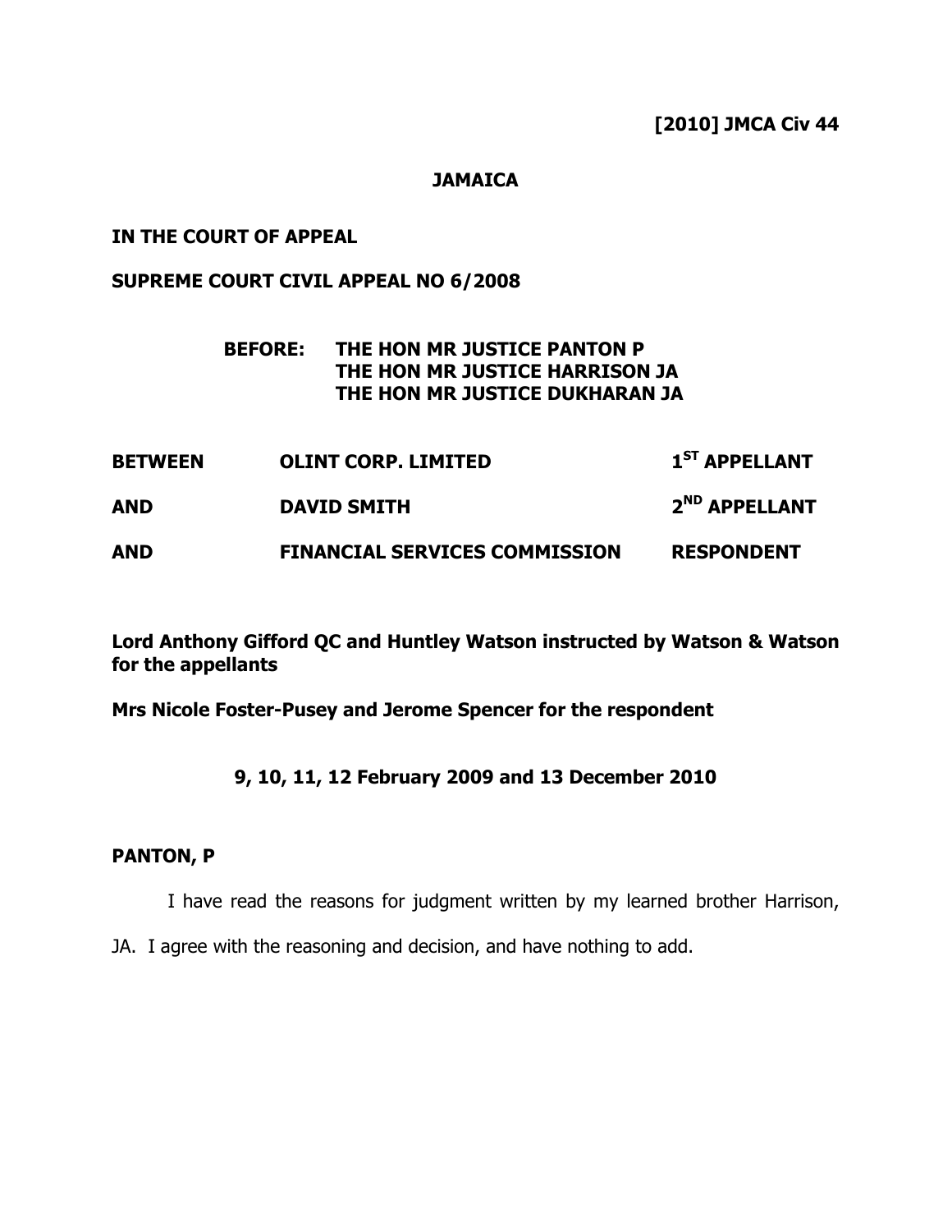**[2010] JMCA Civ 44**

**JAMAICA**

**IN THE COURT OF APPEAL**

**SUPREME COURT CIVIL APPEAL NO 6/2008**

**BEFORE: THE HON MR JUSTICE PANTON P**
**THE HON MR JUSTICE HARRISON JA**
**THE HON MR JUSTICE DUKHARAN JA**

| | | |
|---|---|---|
| **BETWEEN** | **OLINT CORP. LIMITED** | **1ST APPELLANT** |
| **AND** | **DAVID SMITH** | **2ND APPELLANT** |
| **AND** | **FINANCIAL SERVICES COMMISSION** | **RESPONDENT** |

**Lord Anthony Gifford QC and Huntley Watson instructed by Watson & Watson for the appellants**

**Mrs Nicole Foster-Pusey and Jerome Spencer for the respondent**

**9, 10, 11, 12 February 2009 and 13 December 2010**

**PANTON, P**

I have read the reasons for judgment written by my learned brother Harrison, JA. I agree with the reasoning and decision, and have nothing to add.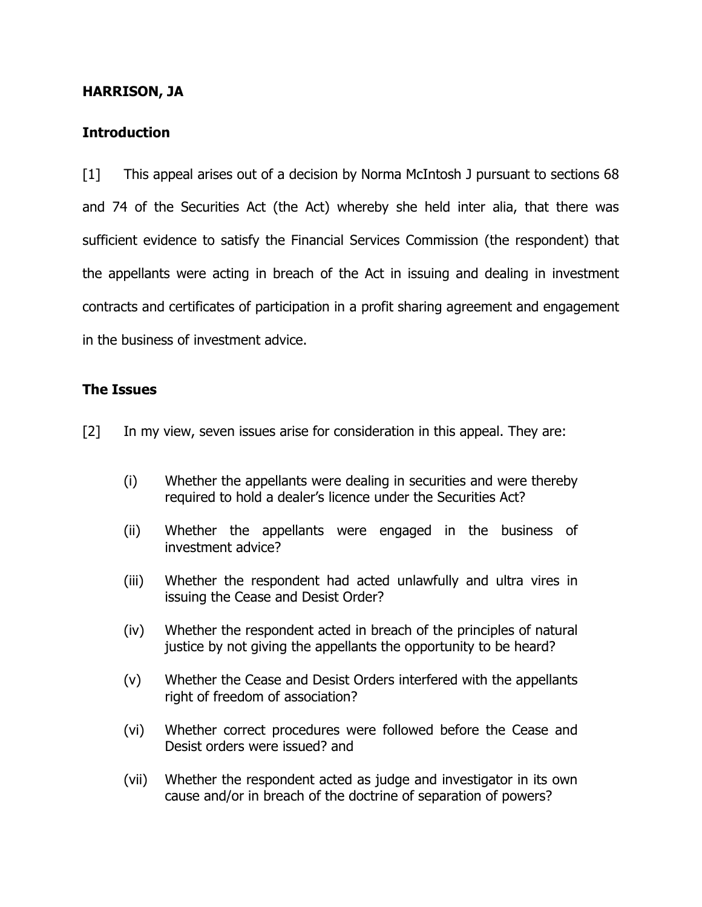**HARRISON, JA**

**Introduction**

[1] This appeal arises out of a decision by Norma McIntosh J pursuant to sections 68 and 74 of the Securities Act (the Act) whereby she held inter alia, that there was sufficient evidence to satisfy the Financial Services Commission (the respondent) that the appellants were acting in breach of the Act in issuing and dealing in investment contracts and certificates of participation in a profit sharing agreement and engagement in the business of investment advice.

**The Issues**

[2] In my view, seven issues arise for consideration in this appeal. They are:

(i) Whether the appellants were dealing in securities and were thereby required to hold a dealer's licence under the Securities Act?

(ii) Whether the appellants were engaged in the business of investment advice?

(iii) Whether the respondent had acted unlawfully and ultra vires in issuing the Cease and Desist Order?

(iv) Whether the respondent acted in breach of the principles of natural justice by not giving the appellants the opportunity to be heard?

(v) Whether the Cease and Desist Orders interfered with the appellants right of freedom of association?

(vi) Whether correct procedures were followed before the Cease and Desist orders were issued? and

(vii) Whether the respondent acted as judge and investigator in its own cause and/or in breach of the doctrine of separation of powers?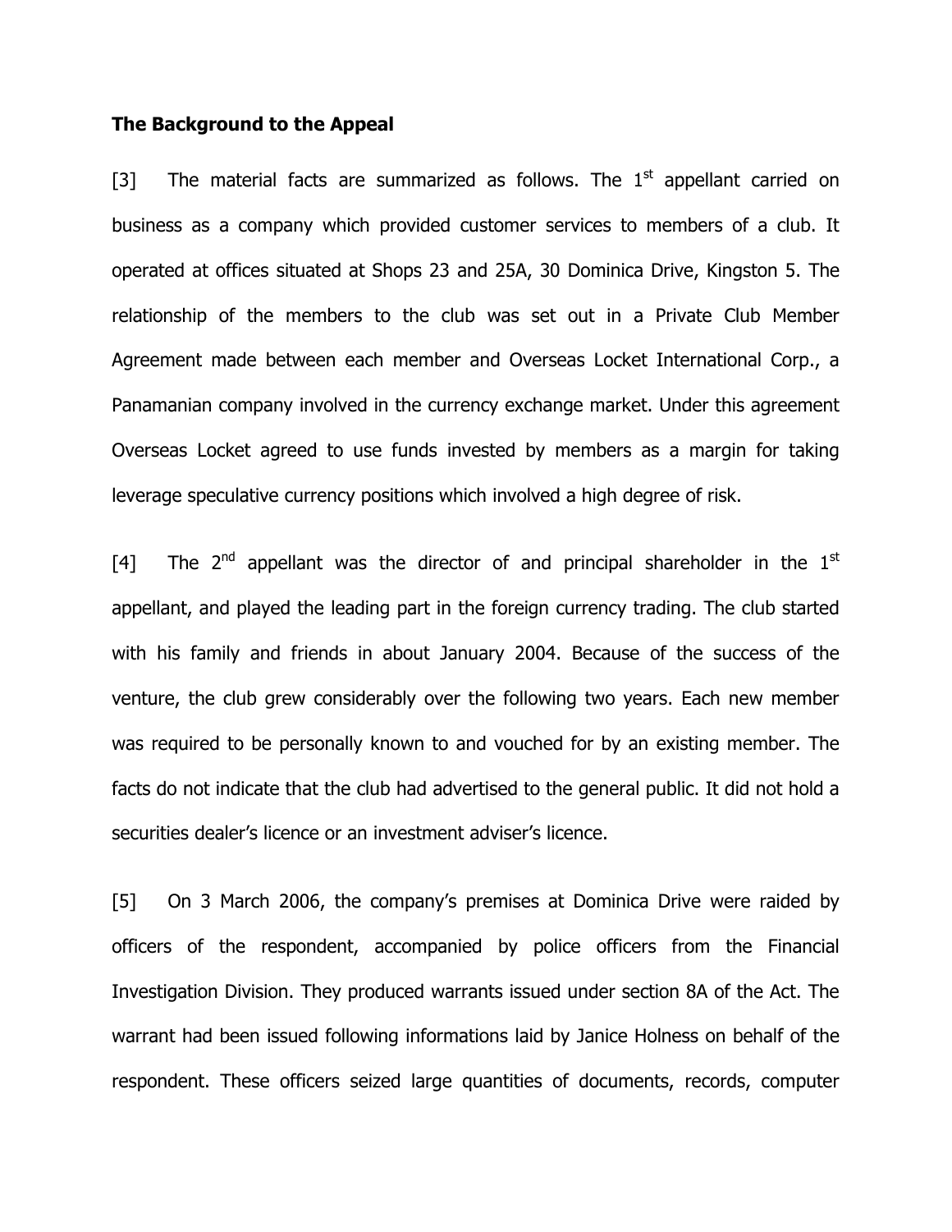**The Background to the Appeal**

[3] The material facts are summarized as follows. The 1st appellant carried on business as a company which provided customer services to members of a club. It operated at offices situated at Shops 23 and 25A, 30 Dominica Drive, Kingston 5. The relationship of the members to the club was set out in a Private Club Member Agreement made between each member and Overseas Locket International Corp., a Panamanian company involved in the currency exchange market. Under this agreement Overseas Locket agreed to use funds invested by members as a margin for taking leverage speculative currency positions which involved a high degree of risk.

[4] The 2nd appellant was the director of and principal shareholder in the 1st appellant, and played the leading part in the foreign currency trading. The club started with his family and friends in about January 2004. Because of the success of the venture, the club grew considerably over the following two years. Each new member was required to be personally known to and vouched for by an existing member. The facts do not indicate that the club had advertised to the general public. It did not hold a securities dealer's licence or an investment adviser's licence.

[5] On 3 March 2006, the company's premises at Dominica Drive were raided by officers of the respondent, accompanied by police officers from the Financial Investigation Division. They produced warrants issued under section 8A of the Act. The warrant had been issued following informations laid by Janice Holness on behalf of the respondent. These officers seized large quantities of documents, records, computer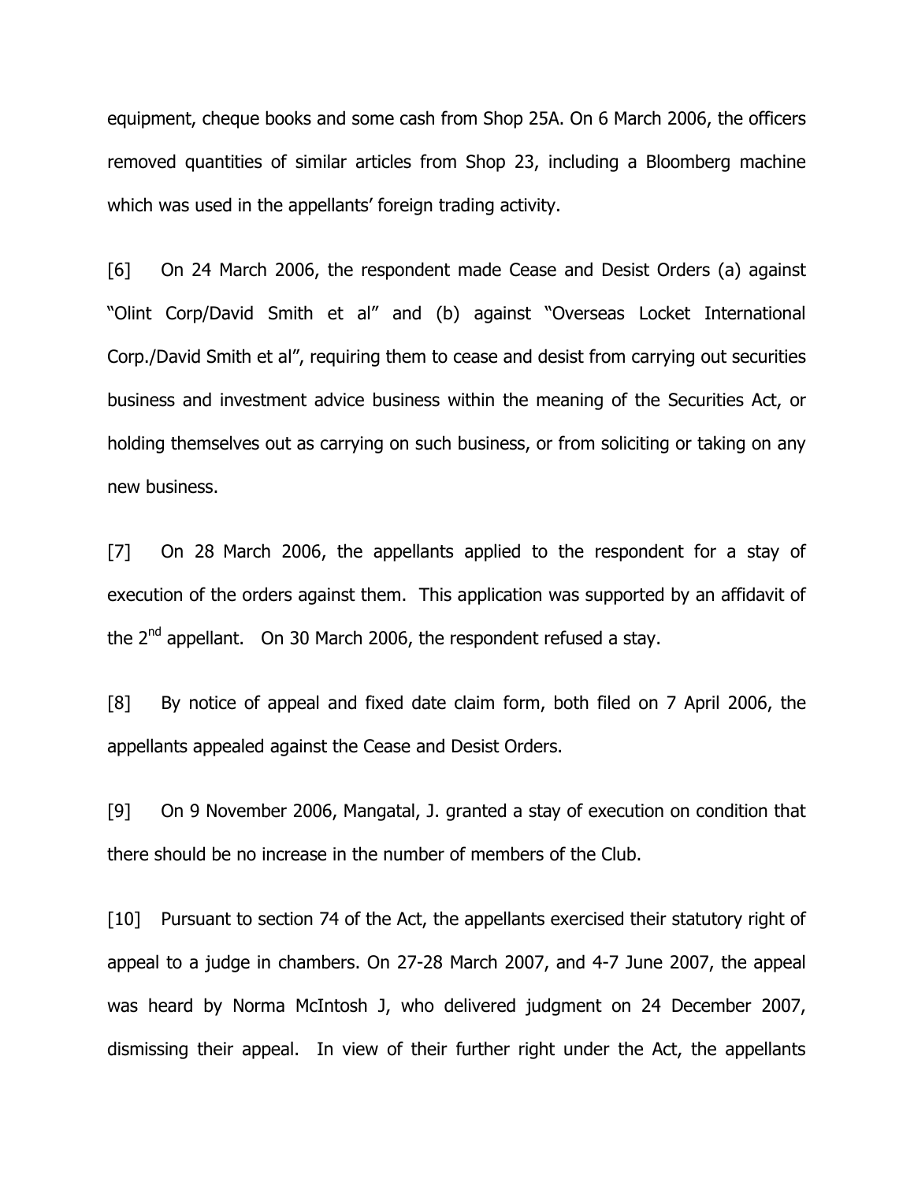equipment, cheque books and some cash from Shop 25A. On 6 March 2006, the officers removed quantities of similar articles from Shop 23, including a Bloomberg machine which was used in the appellants' foreign trading activity.

[6] On 24 March 2006, the respondent made Cease and Desist Orders (a) against "Olint Corp/David Smith et al" and (b) against "Overseas Locket International Corp./David Smith et al", requiring them to cease and desist from carrying out securities business and investment advice business within the meaning of the Securities Act, or holding themselves out as carrying on such business, or from soliciting or taking on any new business.

[7] On 28 March 2006, the appellants applied to the respondent for a stay of execution of the orders against them. This application was supported by an affidavit of the 2nd appellant. On 30 March 2006, the respondent refused a stay.

[8] By notice of appeal and fixed date claim form, both filed on 7 April 2006, the appellants appealed against the Cease and Desist Orders.

[9] On 9 November 2006, Mangatal, J. granted a stay of execution on condition that there should be no increase in the number of members of the Club.

[10] Pursuant to section 74 of the Act, the appellants exercised their statutory right of appeal to a judge in chambers. On 27-28 March 2007, and 4-7 June 2007, the appeal was heard by Norma McIntosh J, who delivered judgment on 24 December 2007, dismissing their appeal. In view of their further right under the Act, the appellants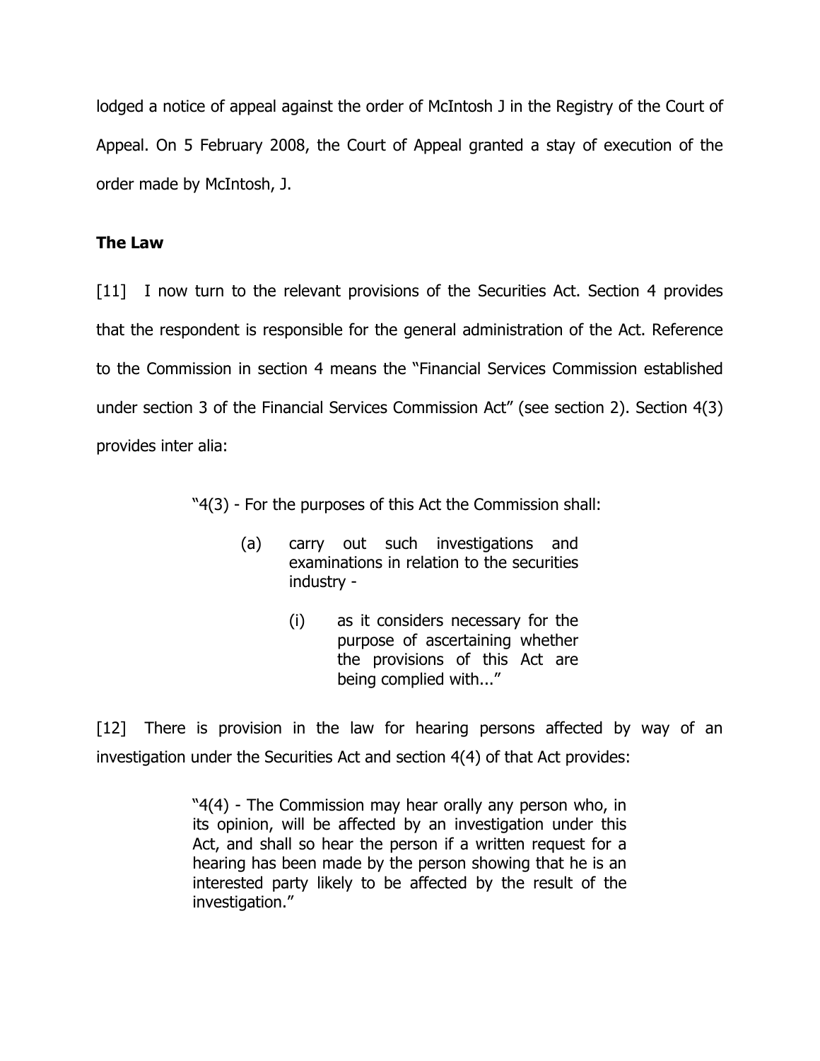lodged a notice of appeal against the order of McIntosh J in the Registry of the Court of Appeal. On 5 February 2008, the Court of Appeal granted a stay of execution of the order made by McIntosh, J.

**The Law**

[11] I now turn to the relevant provisions of the Securities Act. Section 4 provides that the respondent is responsible for the general administration of the Act. Reference to the Commission in section 4 means the "Financial Services Commission established under section 3 of the Financial Services Commission Act" (see section 2). Section 4(3) provides inter alia:

> "4(3) - For the purposes of this Act the Commission shall:
>
> (a) carry out such investigations and examinations in relation to the securities industry -
>
> (i) as it considers necessary for the purpose of ascertaining whether the provisions of this Act are being complied with..."

[12] There is provision in the law for hearing persons affected by way of an investigation under the Securities Act and section 4(4) of that Act provides:

> "4(4) - The Commission may hear orally any person who, in its opinion, will be affected by an investigation under this Act, and shall so hear the person if a written request for a hearing has been made by the person showing that he is an interested party likely to be affected by the result of the investigation."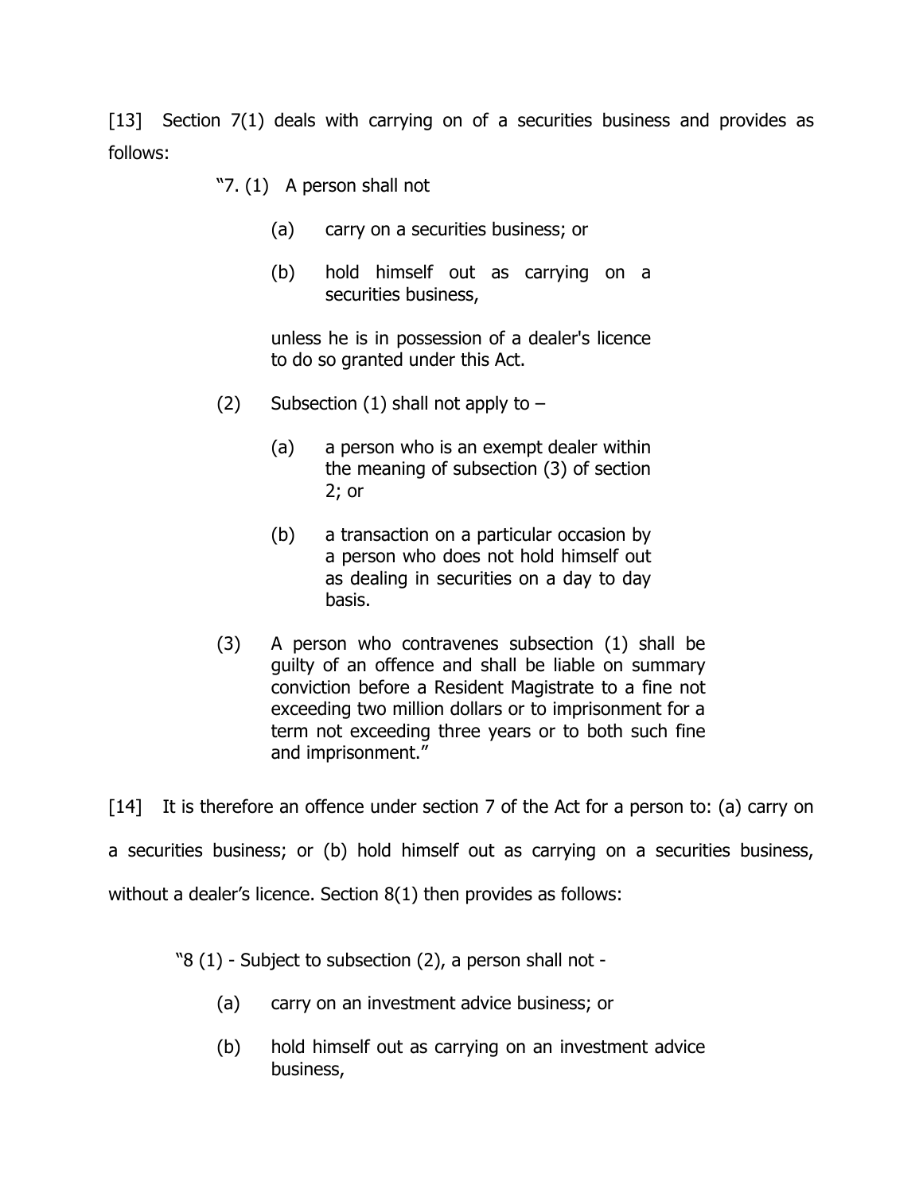[13] Section 7(1) deals with carrying on of a securities business and provides as follows:

> "7. (1) A person shall not
>
> (a) carry on a securities business; or
>
> (b) hold himself out as carrying on a securities business,
>
> unless he is in possession of a dealer's licence to do so granted under this Act.
>
> (2) Subsection (1) shall not apply to –
>
> (a) a person who is an exempt dealer within the meaning of subsection (3) of section 2; or
>
> (b) a transaction on a particular occasion by a person who does not hold himself out as dealing in securities on a day to day basis.
>
> (3) A person who contravenes subsection (1) shall be guilty of an offence and shall be liable on summary conviction before a Resident Magistrate to a fine not exceeding two million dollars or to imprisonment for a term not exceeding three years or to both such fine and imprisonment."

[14] It is therefore an offence under section 7 of the Act for a person to: (a) carry on a securities business; or (b) hold himself out as carrying on a securities business, without a dealer's licence. Section 8(1) then provides as follows:

> "8 (1) - Subject to subsection (2), a person shall not -
>
> (a) carry on an investment advice business; or
>
> (b) hold himself out as carrying on an investment advice business,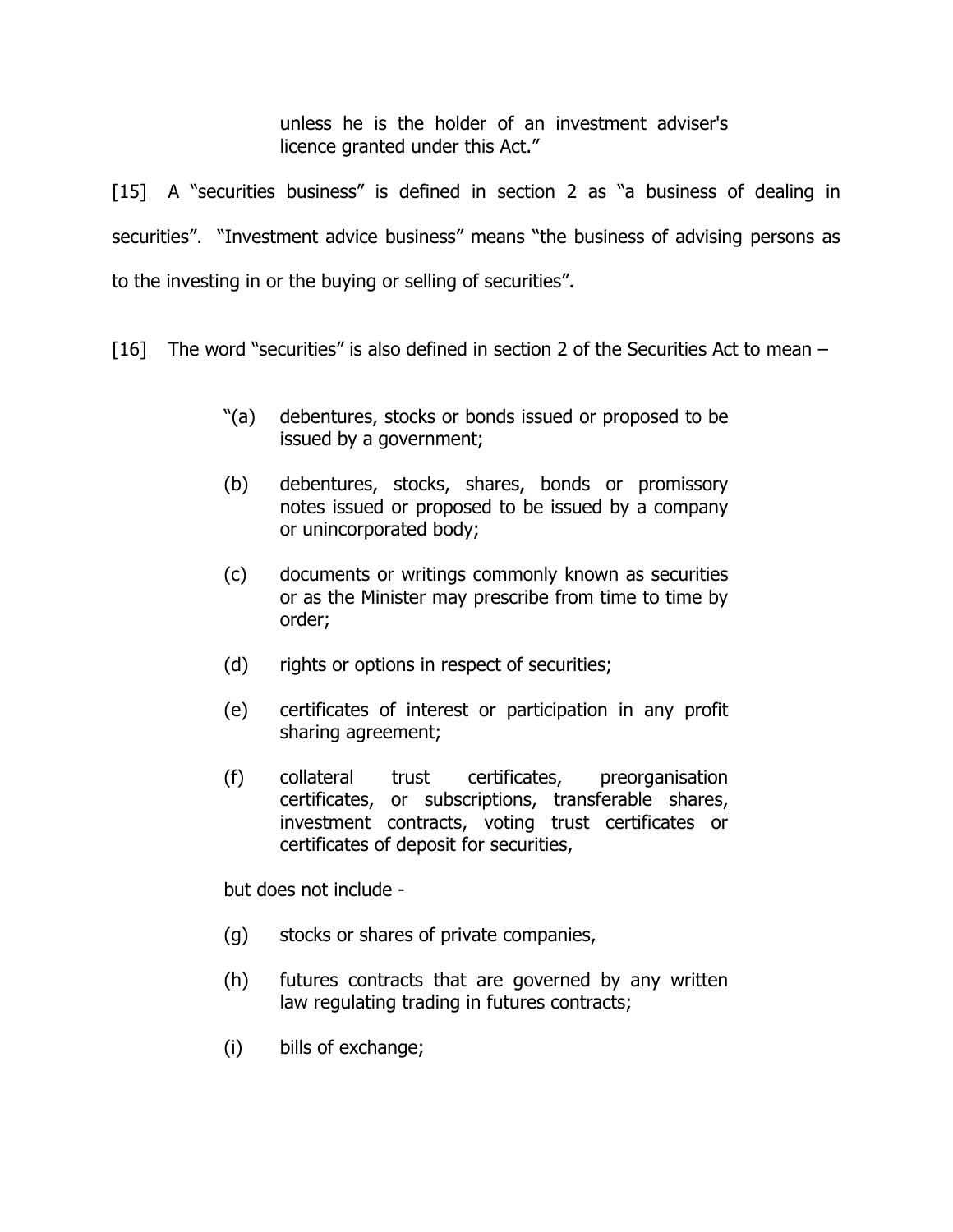> unless he is the holder of an investment adviser's licence granted under this Act."

[15] A "securities business" is defined in section 2 as "a business of dealing in securities". "Investment advice business" means "the business of advising persons as to the investing in or the buying or selling of securities".

[16] The word "securities" is also defined in section 2 of the Securities Act to mean –

> "(a) debentures, stocks or bonds issued or proposed to be issued by a government;
>
> (b) debentures, stocks, shares, bonds or promissory notes issued or proposed to be issued by a company or unincorporated body;
>
> (c) documents or writings commonly known as securities or as the Minister may prescribe from time to time by order;
>
> (d) rights or options in respect of securities;
>
> (e) certificates of interest or participation in any profit sharing agreement;
>
> (f) collateral trust certificates, preorganisation certificates, or subscriptions, transferable shares, investment contracts, voting trust certificates or certificates of deposit for securities,
>
> but does not include -
>
> (g) stocks or shares of private companies,
>
> (h) futures contracts that are governed by any written law regulating trading in futures contracts;
>
> (i) bills of exchange;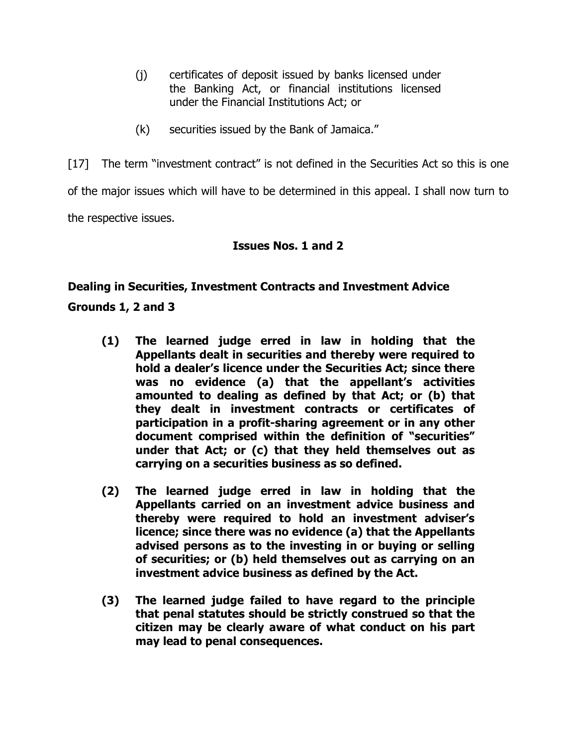(j) certificates of deposit issued by banks licensed under the Banking Act, or financial institutions licensed under the Financial Institutions Act; or

(k) securities issued by the Bank of Jamaica."

[17] The term "investment contract" is not defined in the Securities Act so this is one of the major issues which will have to be determined in this appeal. I shall now turn to the respective issues.

**Issues Nos. 1 and 2**

**Dealing in Securities, Investment Contracts and Investment Advice**

**Grounds 1, 2 and 3**

**(1) The learned judge erred in law in holding that the Appellants dealt in securities and thereby were required to hold a dealer's licence under the Securities Act; since there was no evidence (a) that the appellant's activities amounted to dealing as defined by that Act; or (b) that they dealt in investment contracts or certificates of participation in a profit-sharing agreement or in any other document comprised within the definition of "securities" under that Act; or (c) that they held themselves out as carrying on a securities business as so defined.**

**(2) The learned judge erred in law in holding that the Appellants carried on an investment advice business and thereby were required to hold an investment adviser's licence; since there was no evidence (a) that the Appellants advised persons as to the investing in or buying or selling of securities; or (b) held themselves out as carrying on an investment advice business as defined by the Act.**

**(3) The learned judge failed to have regard to the principle that penal statutes should be strictly construed so that the citizen may be clearly aware of what conduct on his part may lead to penal consequences.**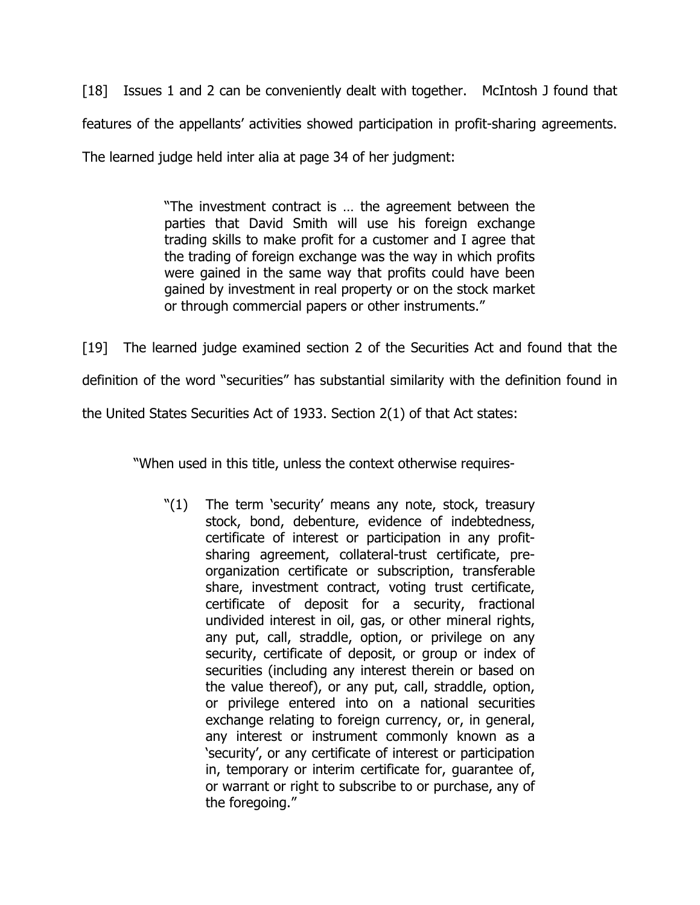[18] Issues 1 and 2 can be conveniently dealt with together. McIntosh J found that features of the appellants' activities showed participation in profit-sharing agreements. The learned judge held inter alia at page 34 of her judgment:

> "The investment contract is … the agreement between the parties that David Smith will use his foreign exchange trading skills to make profit for a customer and I agree that the trading of foreign exchange was the way in which profits were gained in the same way that profits could have been gained by investment in real property or on the stock market or through commercial papers or other instruments."

[19] The learned judge examined section 2 of the Securities Act and found that the definition of the word "securities" has substantial similarity with the definition found in the United States Securities Act of 1933. Section 2(1) of that Act states:

> "When used in this title, unless the context otherwise requires-
>
> "(1) The term 'security' means any note, stock, treasury stock, bond, debenture, evidence of indebtedness, certificate of interest or participation in any profit-sharing agreement, collateral-trust certificate, pre-organization certificate or subscription, transferable share, investment contract, voting trust certificate, certificate of deposit for a security, fractional undivided interest in oil, gas, or other mineral rights, any put, call, straddle, option, or privilege on any security, certificate of deposit, or group or index of securities (including any interest therein or based on the value thereof), or any put, call, straddle, option, or privilege entered into on a national securities exchange relating to foreign currency, or, in general, any interest or instrument commonly known as a 'security', or any certificate of interest or participation in, temporary or interim certificate for, guarantee of, or warrant or right to subscribe to or purchase, any of the foregoing."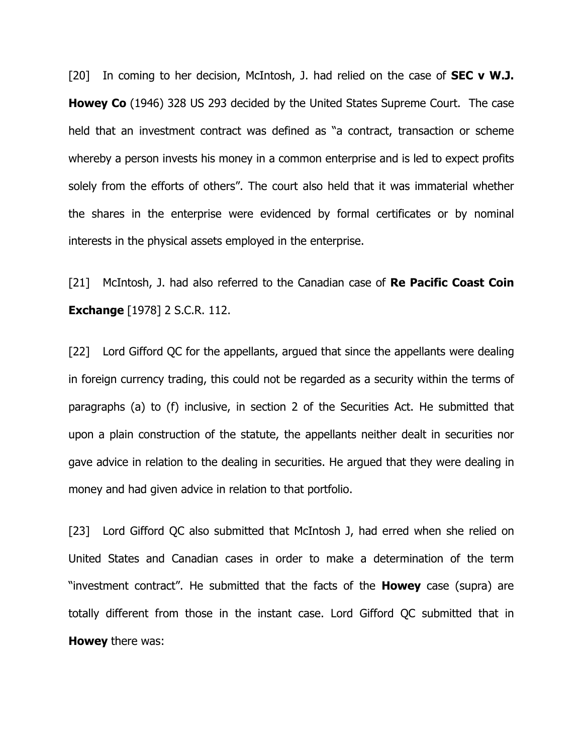[20] In coming to her decision, McIntosh, J. had relied on the case of **SEC v W.J. Howey Co** (1946) 328 US 293 decided by the United States Supreme Court. The case held that an investment contract was defined as "a contract, transaction or scheme whereby a person invests his money in a common enterprise and is led to expect profits solely from the efforts of others". The court also held that it was immaterial whether the shares in the enterprise were evidenced by formal certificates or by nominal interests in the physical assets employed in the enterprise.

[21] McIntosh, J. had also referred to the Canadian case of **Re Pacific Coast Coin Exchange** [1978] 2 S.C.R. 112.

[22] Lord Gifford QC for the appellants, argued that since the appellants were dealing in foreign currency trading, this could not be regarded as a security within the terms of paragraphs (a) to (f) inclusive, in section 2 of the Securities Act. He submitted that upon a plain construction of the statute, the appellants neither dealt in securities nor gave advice in relation to the dealing in securities. He argued that they were dealing in money and had given advice in relation to that portfolio.

[23] Lord Gifford QC also submitted that McIntosh J, had erred when she relied on United States and Canadian cases in order to make a determination of the term "investment contract". He submitted that the facts of the **Howey** case (supra) are totally different from those in the instant case. Lord Gifford QC submitted that in **Howey** there was: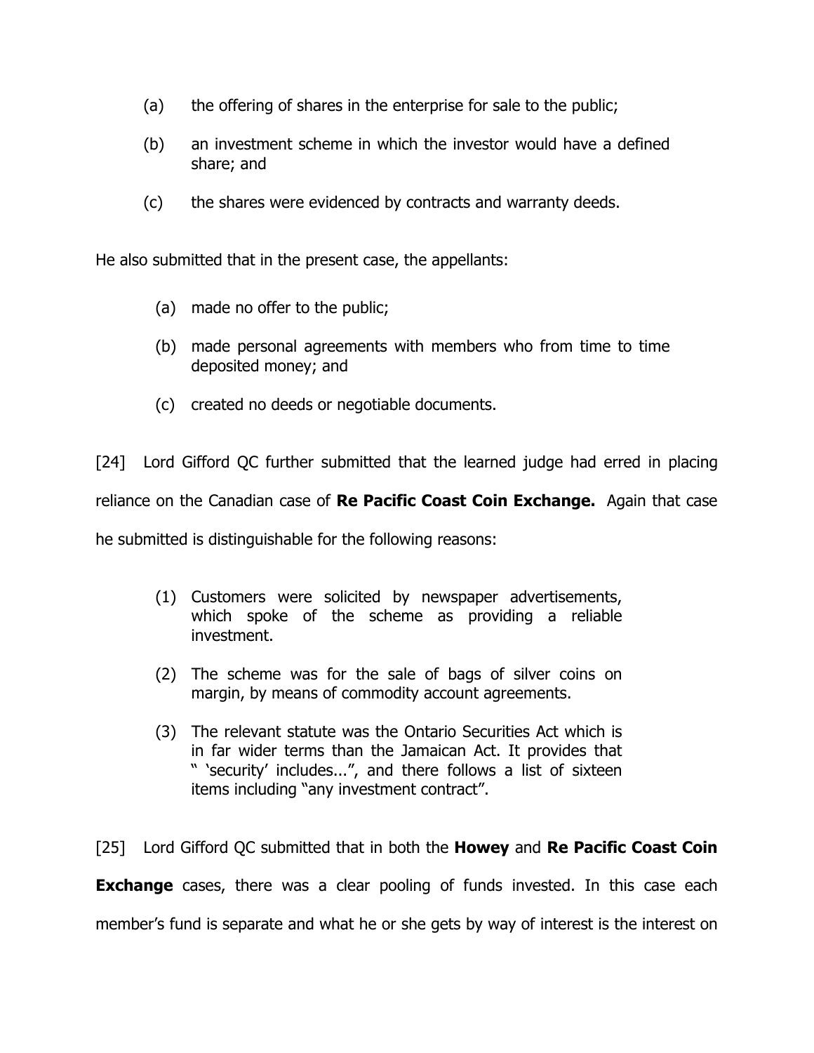(a) the offering of shares in the enterprise for sale to the public;

(b) an investment scheme in which the investor would have a defined share; and

(c) the shares were evidenced by contracts and warranty deeds.

He also submitted that in the present case, the appellants:

(a) made no offer to the public;

(b) made personal agreements with members who from time to time deposited money; and

(c) created no deeds or negotiable documents.

[24] Lord Gifford QC further submitted that the learned judge had erred in placing reliance on the Canadian case of **Re Pacific Coast Coin Exchange.** Again that case he submitted is distinguishable for the following reasons:

(1) Customers were solicited by newspaper advertisements, which spoke of the scheme as providing a reliable investment.

(2) The scheme was for the sale of bags of silver coins on margin, by means of commodity account agreements.

(3) The relevant statute was the Ontario Securities Act which is in far wider terms than the Jamaican Act. It provides that " 'security' includes...", and there follows a list of sixteen items including "any investment contract".

[25] Lord Gifford QC submitted that in both the **Howey** and **Re Pacific Coast Coin Exchange** cases, there was a clear pooling of funds invested. In this case each member's fund is separate and what he or she gets by way of interest is the interest on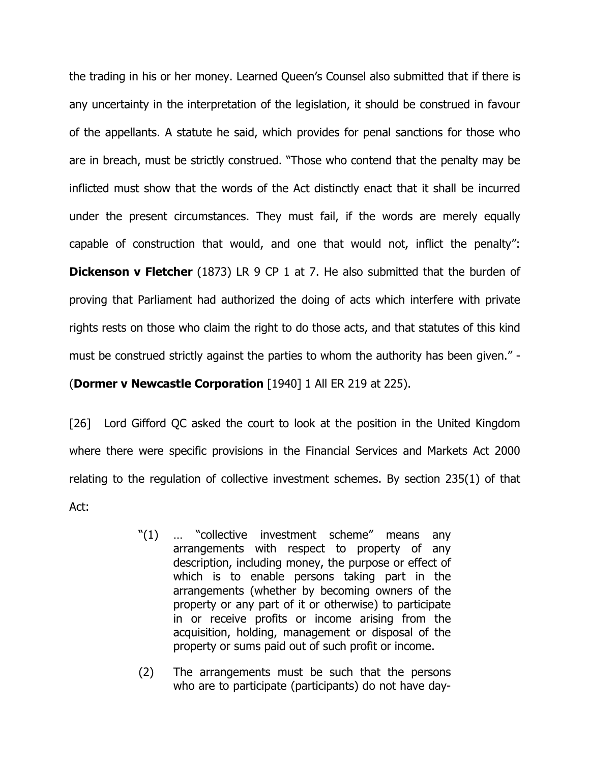the trading in his or her money. Learned Queen's Counsel also submitted that if there is any uncertainty in the interpretation of the legislation, it should be construed in favour of the appellants. A statute he said, which provides for penal sanctions for those who are in breach, must be strictly construed. "Those who contend that the penalty may be inflicted must show that the words of the Act distinctly enact that it shall be incurred under the present circumstances. They must fail, if the words are merely equally capable of construction that would, and one that would not, inflict the penalty": **Dickenson v Fletcher** (1873) LR 9 CP 1 at 7. He also submitted that the burden of proving that Parliament had authorized the doing of acts which interfere with private rights rests on those who claim the right to do those acts, and that statutes of this kind must be construed strictly against the parties to whom the authority has been given." - (**Dormer v Newcastle Corporation** [1940] 1 All ER 219 at 225).

[26] Lord Gifford QC asked the court to look at the position in the United Kingdom where there were specific provisions in the Financial Services and Markets Act 2000 relating to the regulation of collective investment schemes. By section 235(1) of that Act:

> "(1) … "collective investment scheme" means any arrangements with respect to property of any description, including money, the purpose or effect of which is to enable persons taking part in the arrangements (whether by becoming owners of the property or any part of it or otherwise) to participate in or receive profits or income arising from the acquisition, holding, management or disposal of the property or sums paid out of such profit or income.
>
> (2) The arrangements must be such that the persons who are to participate (participants) do not have day-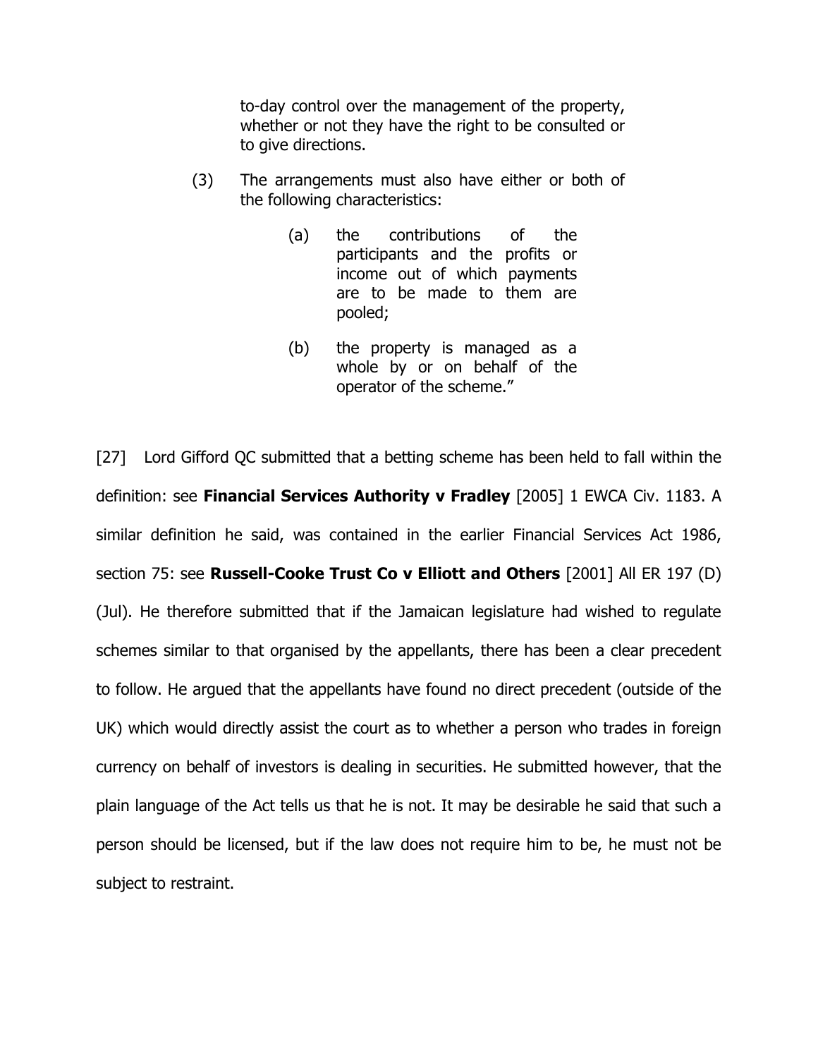> to-day control over the management of the property, whether or not they have the right to be consulted or to give directions.
>
> (3) The arrangements must also have either or both of the following characteristics:
>
> (a) the contributions of the participants and the profits or income out of which payments are to be made to them are pooled;
>
> (b) the property is managed as a whole by or on behalf of the operator of the scheme."

[27] Lord Gifford QC submitted that a betting scheme has been held to fall within the definition: see **Financial Services Authority v Fradley** [2005] 1 EWCA Civ. 1183. A similar definition he said, was contained in the earlier Financial Services Act 1986, section 75: see **Russell-Cooke Trust Co v Elliott and Others** [2001] All ER 197 (D) (Jul). He therefore submitted that if the Jamaican legislature had wished to regulate schemes similar to that organised by the appellants, there has been a clear precedent to follow. He argued that the appellants have found no direct precedent (outside of the UK) which would directly assist the court as to whether a person who trades in foreign currency on behalf of investors is dealing in securities. He submitted however, that the plain language of the Act tells us that he is not. It may be desirable he said that such a person should be licensed, but if the law does not require him to be, he must not be subject to restraint.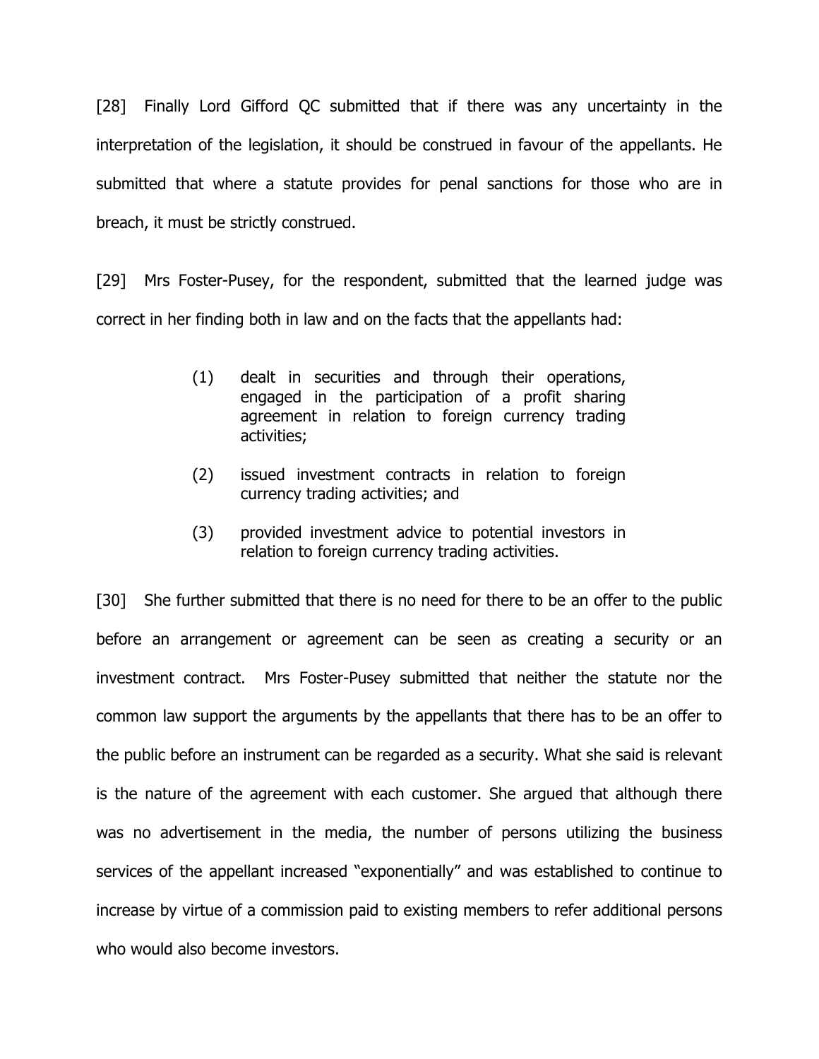[28] Finally Lord Gifford QC submitted that if there was any uncertainty in the interpretation of the legislation, it should be construed in favour of the appellants. He submitted that where a statute provides for penal sanctions for those who are in breach, it must be strictly construed.

[29] Mrs Foster-Pusey, for the respondent, submitted that the learned judge was correct in her finding both in law and on the facts that the appellants had:

> (1) dealt in securities and through their operations, engaged in the participation of a profit sharing agreement in relation to foreign currency trading activities;
>
> (2) issued investment contracts in relation to foreign currency trading activities; and
>
> (3) provided investment advice to potential investors in relation to foreign currency trading activities.

[30] She further submitted that there is no need for there to be an offer to the public before an arrangement or agreement can be seen as creating a security or an investment contract. Mrs Foster-Pusey submitted that neither the statute nor the common law support the arguments by the appellants that there has to be an offer to the public before an instrument can be regarded as a security. What she said is relevant is the nature of the agreement with each customer. She argued that although there was no advertisement in the media, the number of persons utilizing the business services of the appellant increased "exponentially" and was established to continue to increase by virtue of a commission paid to existing members to refer additional persons who would also become investors.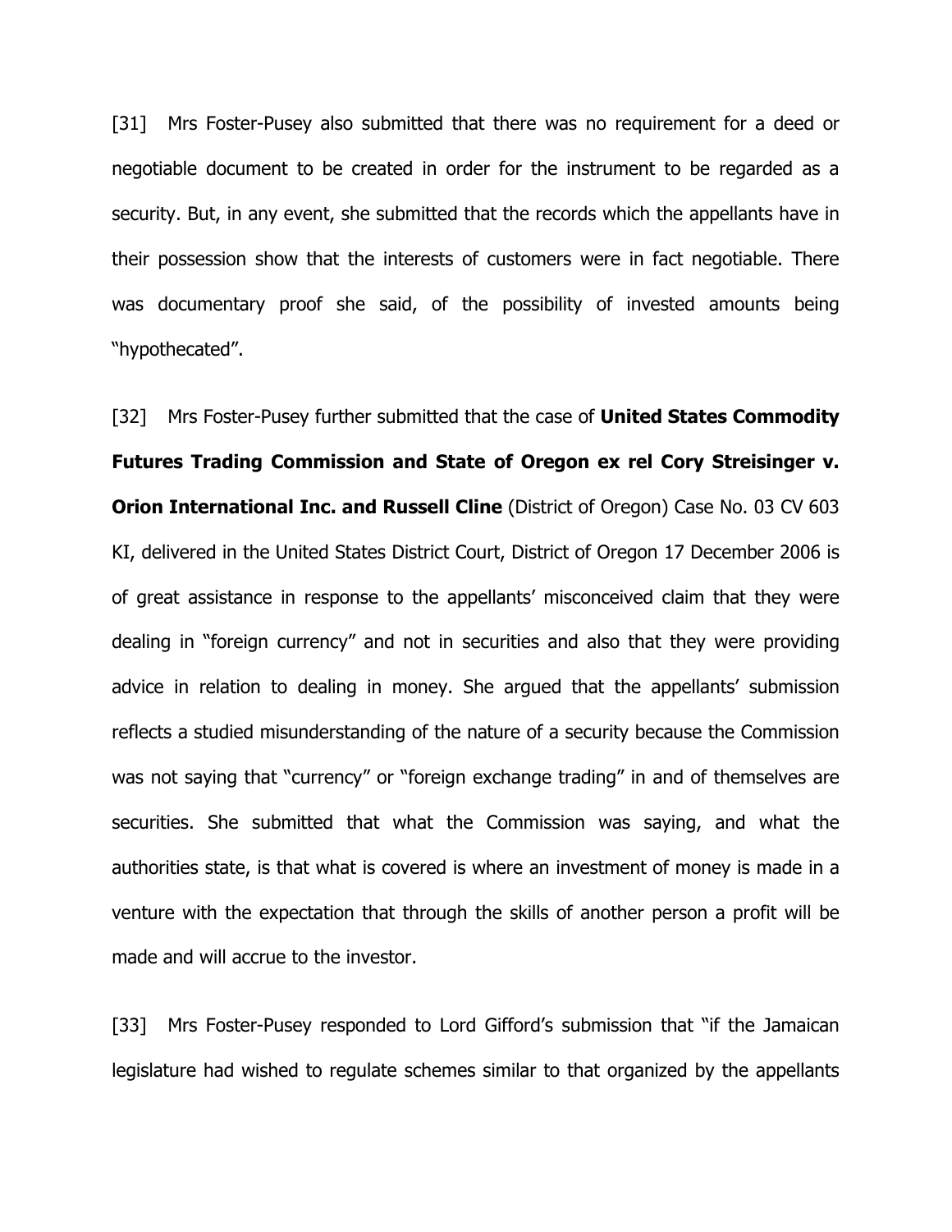[31] Mrs Foster-Pusey also submitted that there was no requirement for a deed or negotiable document to be created in order for the instrument to be regarded as a security. But, in any event, she submitted that the records which the appellants have in their possession show that the interests of customers were in fact negotiable. There was documentary proof she said, of the possibility of invested amounts being "hypothecated".

[32] Mrs Foster-Pusey further submitted that the case of **United States Commodity Futures Trading Commission and State of Oregon ex rel Cory Streisinger v. Orion International Inc. and Russell Cline** (District of Oregon) Case No. 03 CV 603 KI, delivered in the United States District Court, District of Oregon 17 December 2006 is of great assistance in response to the appellants' misconceived claim that they were dealing in "foreign currency" and not in securities and also that they were providing advice in relation to dealing in money. She argued that the appellants' submission reflects a studied misunderstanding of the nature of a security because the Commission was not saying that "currency" or "foreign exchange trading" in and of themselves are securities. She submitted that what the Commission was saying, and what the authorities state, is that what is covered is where an investment of money is made in a venture with the expectation that through the skills of another person a profit will be made and will accrue to the investor.

[33] Mrs Foster-Pusey responded to Lord Gifford's submission that "if the Jamaican legislature had wished to regulate schemes similar to that organized by the appellants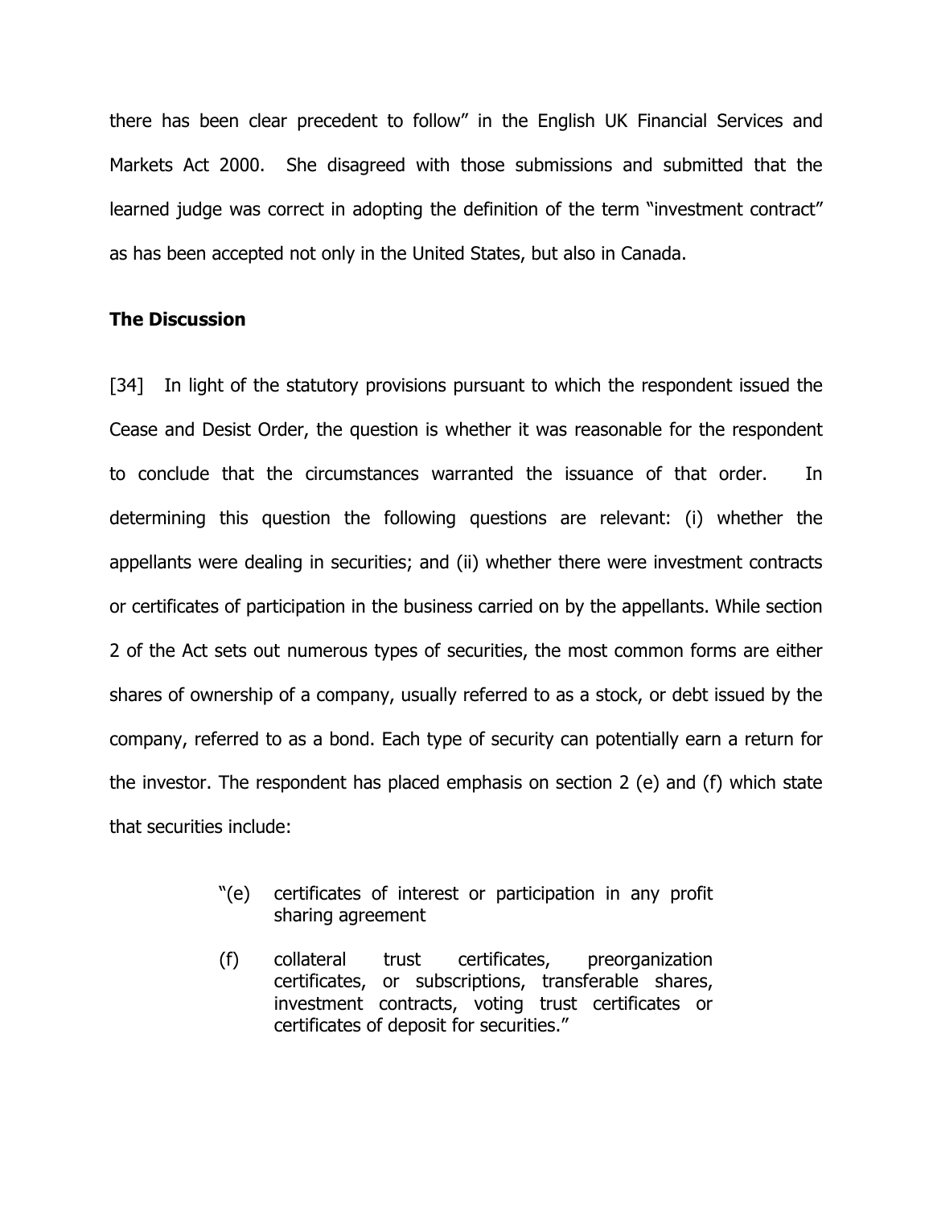there has been clear precedent to follow" in the English UK Financial Services and Markets Act 2000. She disagreed with those submissions and submitted that the learned judge was correct in adopting the definition of the term "investment contract" as has been accepted not only in the United States, but also in Canada.

**The Discussion**

[34] In light of the statutory provisions pursuant to which the respondent issued the Cease and Desist Order, the question is whether it was reasonable for the respondent to conclude that the circumstances warranted the issuance of that order. In determining this question the following questions are relevant: (i) whether the appellants were dealing in securities; and (ii) whether there were investment contracts or certificates of participation in the business carried on by the appellants. While section 2 of the Act sets out numerous types of securities, the most common forms are either shares of ownership of a company, usually referred to as a stock, or debt issued by the company, referred to as a bond. Each type of security can potentially earn a return for the investor. The respondent has placed emphasis on section 2 (e) and (f) which state that securities include:

> "(e) certificates of interest or participation in any profit sharing agreement
>
> (f) collateral trust certificates, preorganization certificates, or subscriptions, transferable shares, investment contracts, voting trust certificates or certificates of deposit for securities."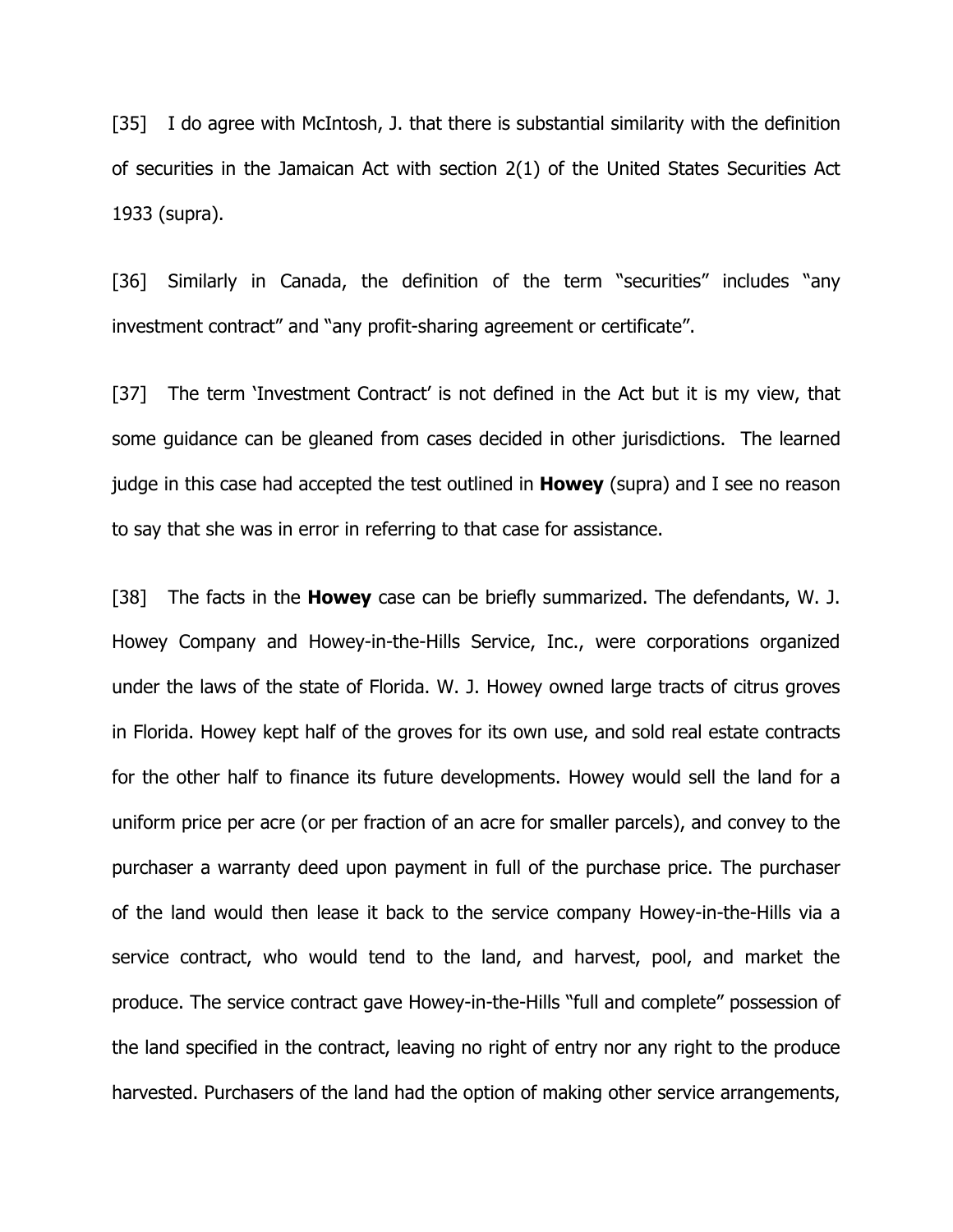[35] I do agree with McIntosh, J. that there is substantial similarity with the definition of securities in the Jamaican Act with section 2(1) of the United States Securities Act 1933 (supra).

[36] Similarly in Canada, the definition of the term "securities" includes "any investment contract" and "any profit-sharing agreement or certificate".

[37] The term 'Investment Contract' is not defined in the Act but it is my view, that some guidance can be gleaned from cases decided in other jurisdictions. The learned judge in this case had accepted the test outlined in **Howey** (supra) and I see no reason to say that she was in error in referring to that case for assistance.

[38] The facts in the **Howey** case can be briefly summarized. The defendants, W. J. Howey Company and Howey-in-the-Hills Service, Inc., were corporations organized under the laws of the state of Florida. W. J. Howey owned large tracts of citrus groves in Florida. Howey kept half of the groves for its own use, and sold real estate contracts for the other half to finance its future developments. Howey would sell the land for a uniform price per acre (or per fraction of an acre for smaller parcels), and convey to the purchaser a warranty deed upon payment in full of the purchase price. The purchaser of the land would then lease it back to the service company Howey-in-the-Hills via a service contract, who would tend to the land, and harvest, pool, and market the produce. The service contract gave Howey-in-the-Hills "full and complete" possession of the land specified in the contract, leaving no right of entry nor any right to the produce harvested. Purchasers of the land had the option of making other service arrangements,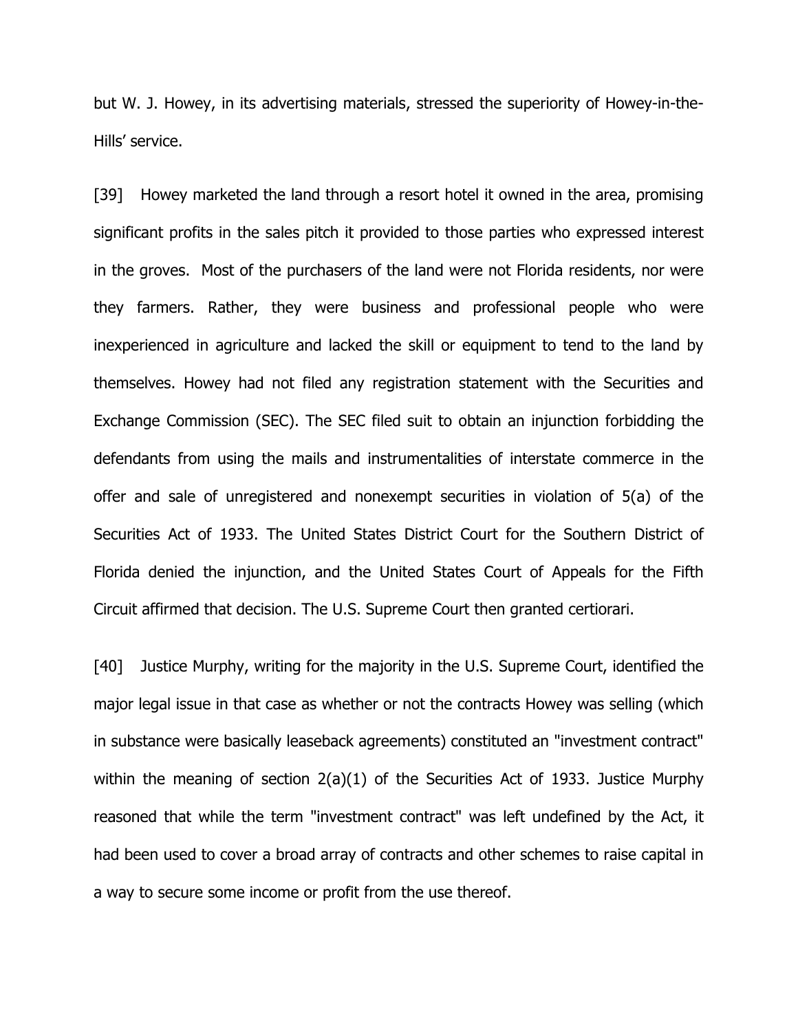but W. J. Howey, in its advertising materials, stressed the superiority of Howey-in-the-Hills' service.

[39] Howey marketed the land through a resort hotel it owned in the area, promising significant profits in the sales pitch it provided to those parties who expressed interest in the groves. Most of the purchasers of the land were not Florida residents, nor were they farmers. Rather, they were business and professional people who were inexperienced in agriculture and lacked the skill or equipment to tend to the land by themselves. Howey had not filed any registration statement with the Securities and Exchange Commission (SEC). The SEC filed suit to obtain an injunction forbidding the defendants from using the mails and instrumentalities of interstate commerce in the offer and sale of unregistered and nonexempt securities in violation of 5(a) of the Securities Act of 1933. The United States District Court for the Southern District of Florida denied the injunction, and the United States Court of Appeals for the Fifth Circuit affirmed that decision. The U.S. Supreme Court then granted certiorari.

[40] Justice Murphy, writing for the majority in the U.S. Supreme Court, identified the major legal issue in that case as whether or not the contracts Howey was selling (which in substance were basically leaseback agreements) constituted an "investment contract" within the meaning of section 2(a)(1) of the Securities Act of 1933. Justice Murphy reasoned that while the term "investment contract" was left undefined by the Act, it had been used to cover a broad array of contracts and other schemes to raise capital in a way to secure some income or profit from the use thereof.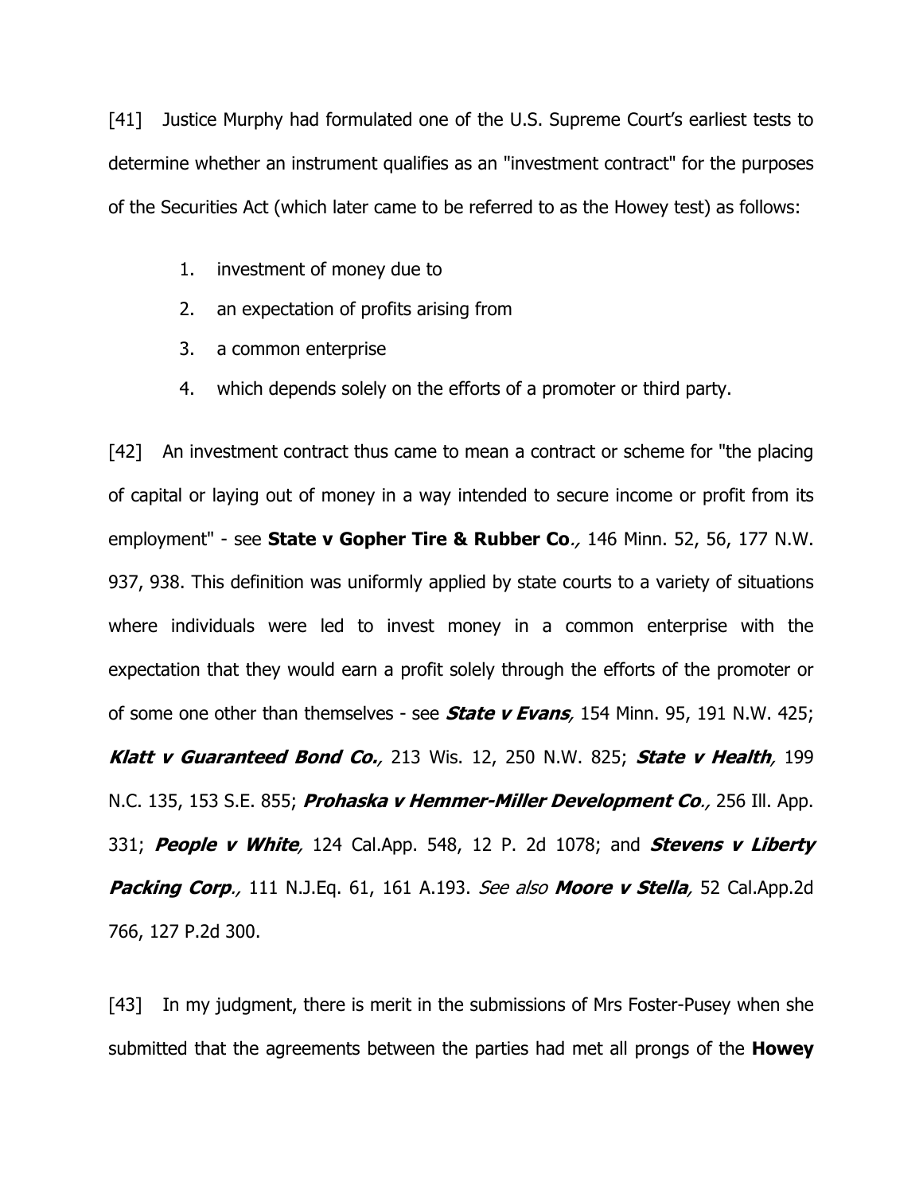[41] Justice Murphy had formulated one of the U.S. Supreme Court's earliest tests to determine whether an instrument qualifies as an "investment contract" for the purposes of the Securities Act (which later came to be referred to as the Howey test) as follows:

1. investment of money due to
2. an expectation of profits arising from
3. a common enterprise
4. which depends solely on the efforts of a promoter or third party.

[42] An investment contract thus came to mean a contract or scheme for "the placing of capital or laying out of money in a way intended to secure income or profit from its employment" - see **State v Gopher Tire & Rubber Co***.,* 146 Minn. 52, 56, 177 N.W. 937, 938. This definition was uniformly applied by state courts to a variety of situations where individuals were led to invest money in a common enterprise with the expectation that they would earn a profit solely through the efforts of the promoter or of some one other than themselves - see ***State v Evans**,* 154 Minn. 95, 191 N.W. 425; ***Klatt v Guaranteed Bond Co.**,* 213 Wis. 12, 250 N.W. 825; ***State v Health**,* 199 N.C. 135, 153 S.E. 855; ***Prohaska v Hemmer-Miller Development Co**.,* 256 Ill. App. 331; ***People v White**,* 124 Cal.App. 548, 12 P. 2d 1078; and ***Stevens v Liberty Packing Corp**.,* 111 N.J.Eq. 61, 161 A.193. *See also* ***Moore v Stella**,* 52 Cal.App.2d 766, 127 P.2d 300.

[43] In my judgment, there is merit in the submissions of Mrs Foster-Pusey when she submitted that the agreements between the parties had met all prongs of the **Howey**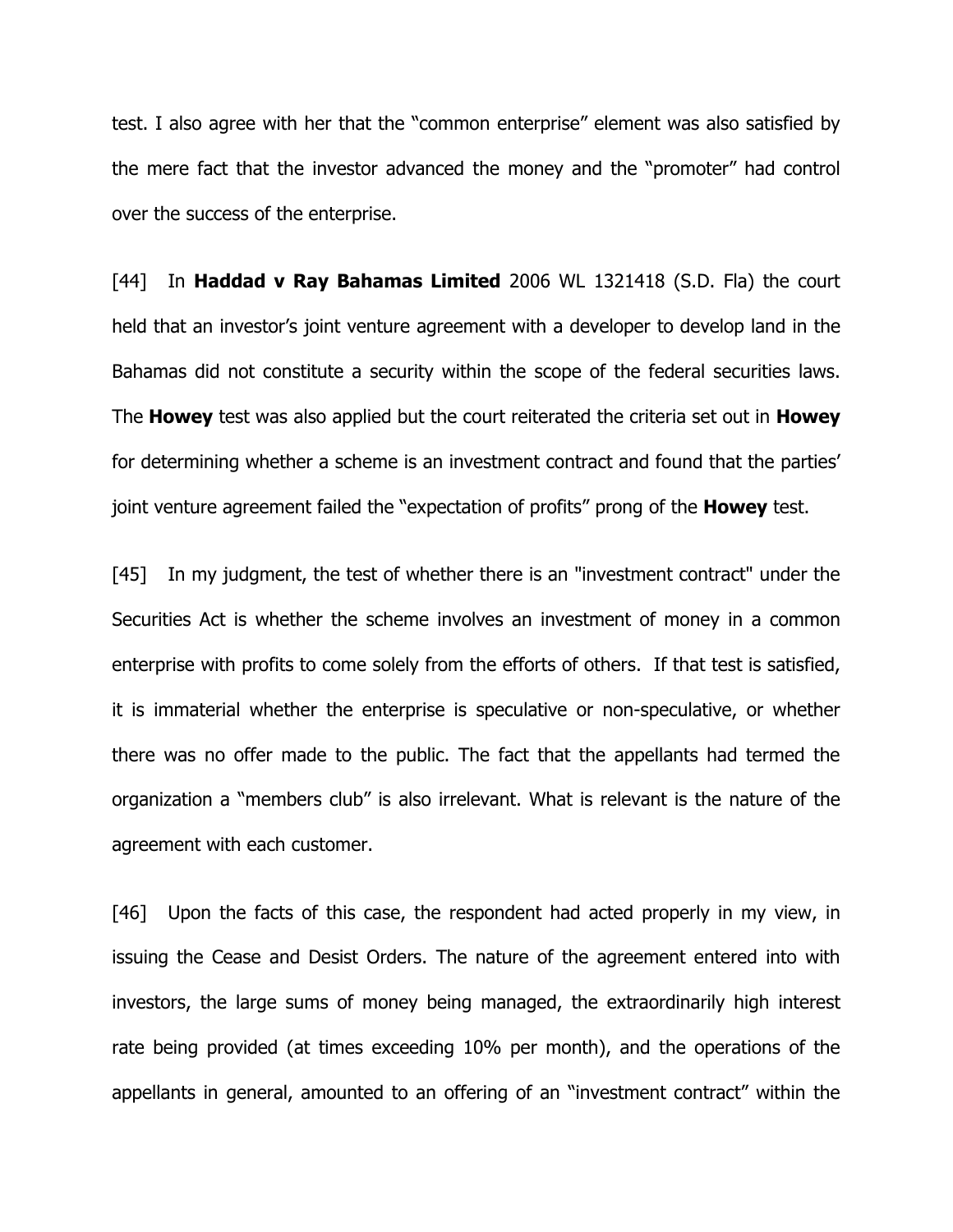test. I also agree with her that the “common enterprise” element was also satisfied by the mere fact that the investor advanced the money and the “promoter” had control over the success of the enterprise.

[44] In **Haddad v Ray Bahamas Limited** 2006 WL 1321418 (S.D. Fla) the court held that an investor’s joint venture agreement with a developer to develop land in the Bahamas did not constitute a security within the scope of the federal securities laws. The **Howey** test was also applied but the court reiterated the criteria set out in **Howey** for determining whether a scheme is an investment contract and found that the parties’ joint venture agreement failed the “expectation of profits” prong of the **Howey** test.

[45] In my judgment, the test of whether there is an "investment contract" under the Securities Act is whether the scheme involves an investment of money in a common enterprise with profits to come solely from the efforts of others. If that test is satisfied, it is immaterial whether the enterprise is speculative or non-speculative, or whether there was no offer made to the public. The fact that the appellants had termed the organization a “members club” is also irrelevant. What is relevant is the nature of the agreement with each customer.

[46] Upon the facts of this case, the respondent had acted properly in my view, in issuing the Cease and Desist Orders. The nature of the agreement entered into with investors, the large sums of money being managed, the extraordinarily high interest rate being provided (at times exceeding 10% per month), and the operations of the appellants in general, amounted to an offering of an “investment contract” within the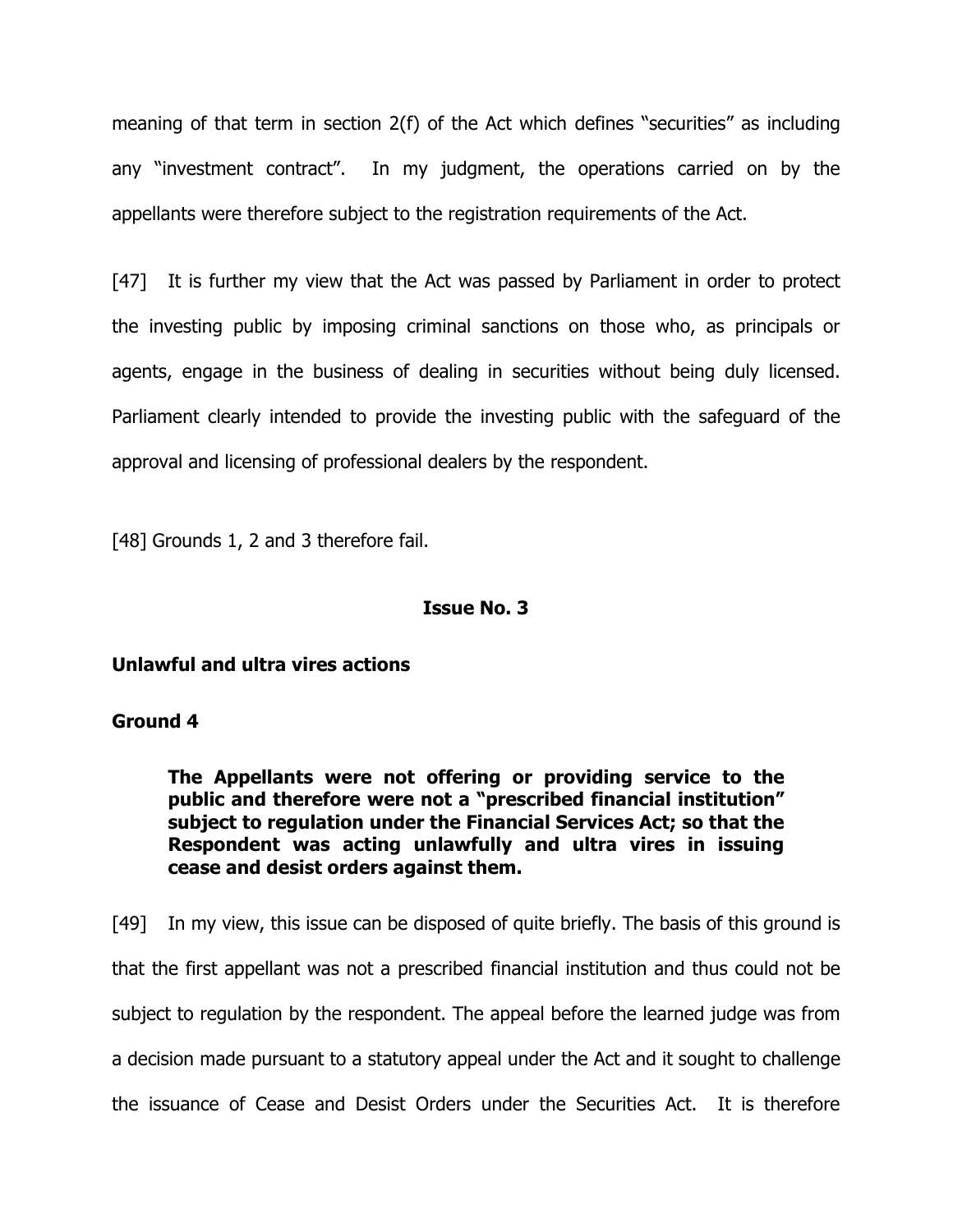meaning of that term in section 2(f) of the Act which defines "securities" as including any "investment contract". In my judgment, the operations carried on by the appellants were therefore subject to the registration requirements of the Act.

[47] It is further my view that the Act was passed by Parliament in order to protect the investing public by imposing criminal sanctions on those who, as principals or agents, engage in the business of dealing in securities without being duly licensed. Parliament clearly intended to provide the investing public with the safeguard of the approval and licensing of professional dealers by the respondent.

[48] Grounds 1, 2 and 3 therefore fail.

**Issue No. 3**

**Unlawful and ultra vires actions**

**Ground 4**

> **The Appellants were not offering or providing service to the public and therefore were not a "prescribed financial institution" subject to regulation under the Financial Services Act; so that the Respondent was acting unlawfully and ultra vires in issuing cease and desist orders against them.**

[49] In my view, this issue can be disposed of quite briefly. The basis of this ground is that the first appellant was not a prescribed financial institution and thus could not be subject to regulation by the respondent. The appeal before the learned judge was from a decision made pursuant to a statutory appeal under the Act and it sought to challenge the issuance of Cease and Desist Orders under the Securities Act. It is therefore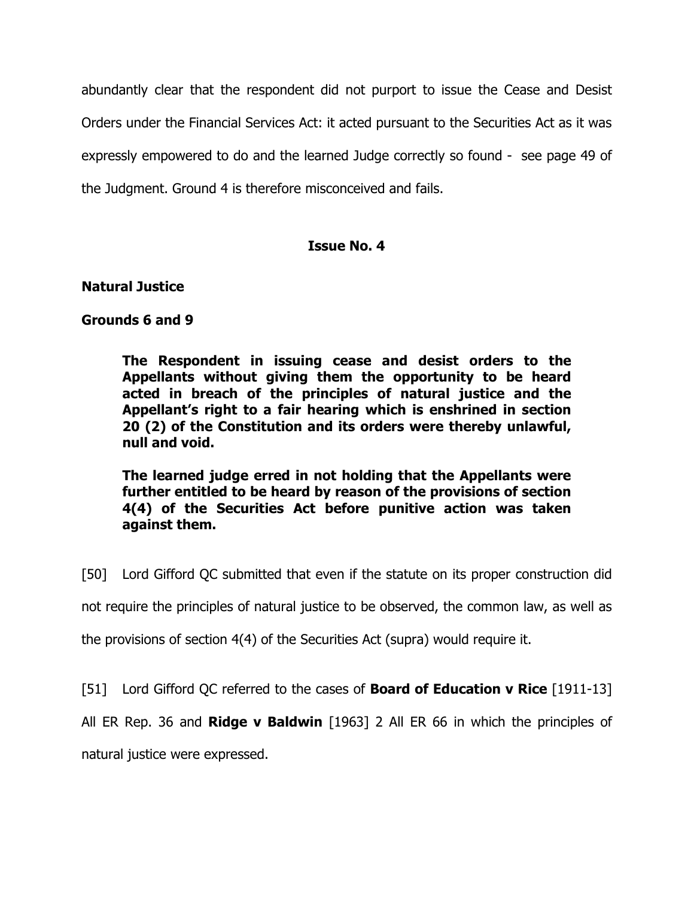abundantly clear that the respondent did not purport to issue the Cease and Desist Orders under the Financial Services Act: it acted pursuant to the Securities Act as it was expressly empowered to do and the learned Judge correctly so found - see page 49 of the Judgment. Ground 4 is therefore misconceived and fails.

**Issue No. 4**

**Natural Justice**

**Grounds 6 and 9**

> **The Respondent in issuing cease and desist orders to the Appellants without giving them the opportunity to be heard acted in breach of the principles of natural justice and the Appellant's right to a fair hearing which is enshrined in section 20 (2) of the Constitution and its orders were thereby unlawful, null and void.**
>
> **The learned judge erred in not holding that the Appellants were further entitled to be heard by reason of the provisions of section 4(4) of the Securities Act before punitive action was taken against them.**

[50] Lord Gifford QC submitted that even if the statute on its proper construction did not require the principles of natural justice to be observed, the common law, as well as the provisions of section 4(4) of the Securities Act (supra) would require it.

[51] Lord Gifford QC referred to the cases of **Board of Education v Rice** [1911-13] All ER Rep. 36 and **Ridge v Baldwin** [1963] 2 All ER 66 in which the principles of natural justice were expressed.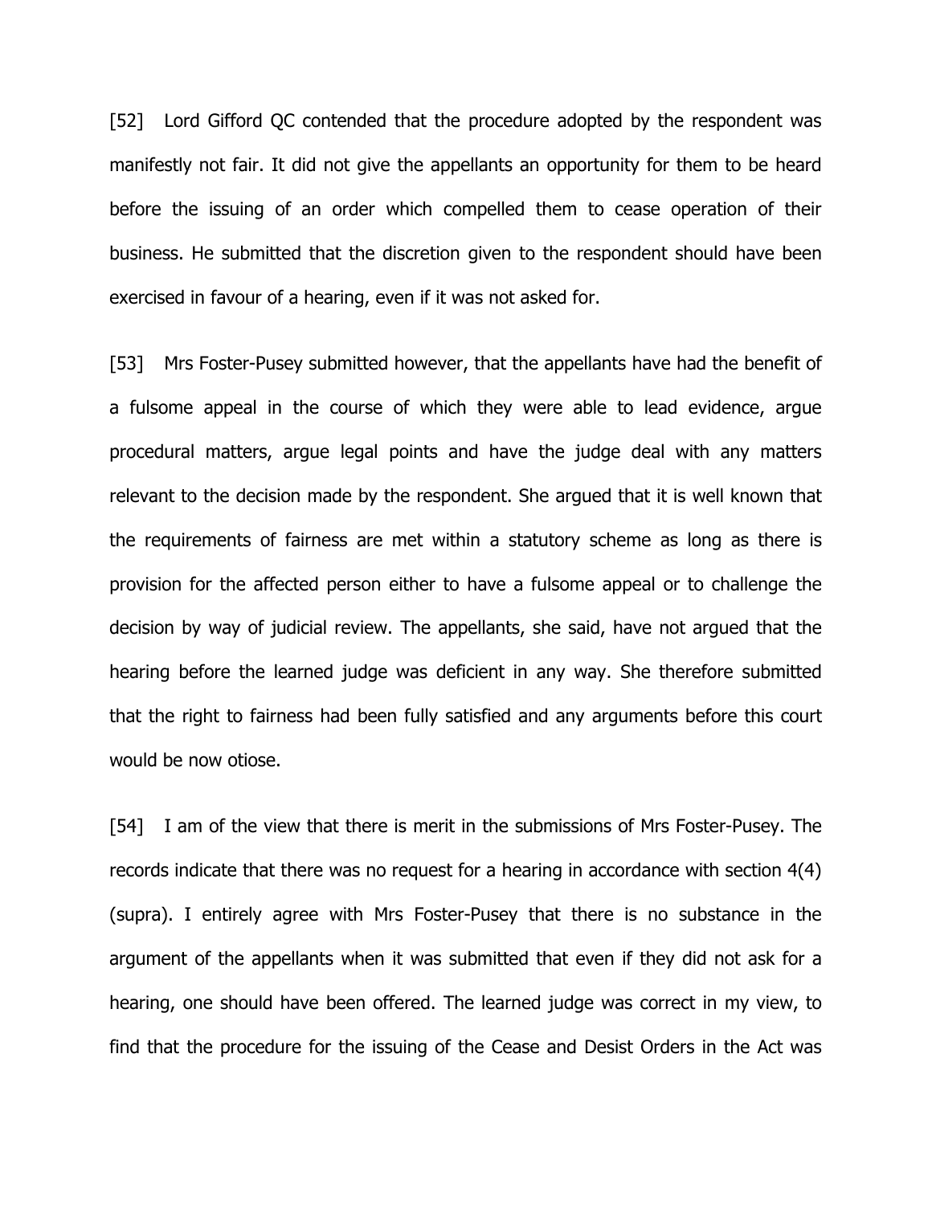[52] Lord Gifford QC contended that the procedure adopted by the respondent was manifestly not fair. It did not give the appellants an opportunity for them to be heard before the issuing of an order which compelled them to cease operation of their business. He submitted that the discretion given to the respondent should have been exercised in favour of a hearing, even if it was not asked for.

[53] Mrs Foster-Pusey submitted however, that the appellants have had the benefit of a fulsome appeal in the course of which they were able to lead evidence, argue procedural matters, argue legal points and have the judge deal with any matters relevant to the decision made by the respondent. She argued that it is well known that the requirements of fairness are met within a statutory scheme as long as there is provision for the affected person either to have a fulsome appeal or to challenge the decision by way of judicial review. The appellants, she said, have not argued that the hearing before the learned judge was deficient in any way. She therefore submitted that the right to fairness had been fully satisfied and any arguments before this court would be now otiose.

[54] I am of the view that there is merit in the submissions of Mrs Foster-Pusey. The records indicate that there was no request for a hearing in accordance with section 4(4) (supra). I entirely agree with Mrs Foster-Pusey that there is no substance in the argument of the appellants when it was submitted that even if they did not ask for a hearing, one should have been offered. The learned judge was correct in my view, to find that the procedure for the issuing of the Cease and Desist Orders in the Act was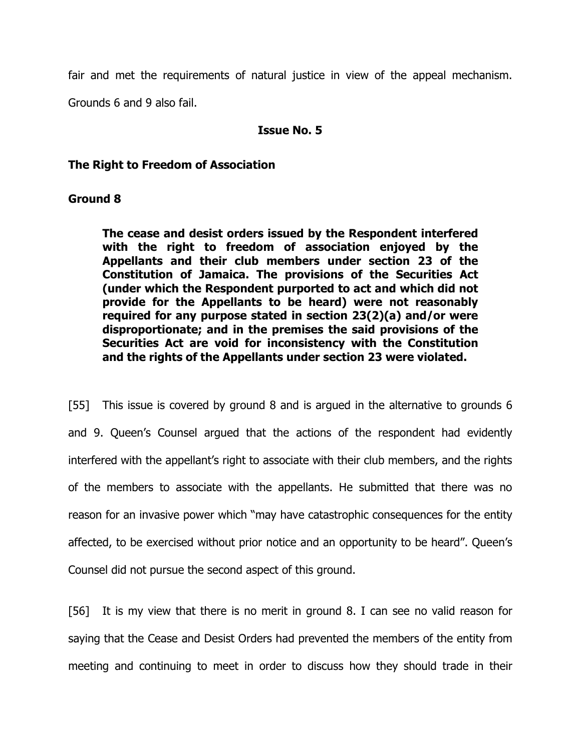fair and met the requirements of natural justice in view of the appeal mechanism. Grounds 6 and 9 also fail.

**Issue No. 5**

**The Right to Freedom of Association**

**Ground 8**

> **The cease and desist orders issued by the Respondent interfered with the right to freedom of association enjoyed by the Appellants and their club members under section 23 of the Constitution of Jamaica. The provisions of the Securities Act (under which the Respondent purported to act and which did not provide for the Appellants to be heard) were not reasonably required for any purpose stated in section 23(2)(a) and/or were disproportionate; and in the premises the said provisions of the Securities Act are void for inconsistency with the Constitution and the rights of the Appellants under section 23 were violated.**

[55] This issue is covered by ground 8 and is argued in the alternative to grounds 6 and 9. Queen's Counsel argued that the actions of the respondent had evidently interfered with the appellant's right to associate with their club members, and the rights of the members to associate with the appellants. He submitted that there was no reason for an invasive power which "may have catastrophic consequences for the entity affected, to be exercised without prior notice and an opportunity to be heard". Queen's Counsel did not pursue the second aspect of this ground.

[56] It is my view that there is no merit in ground 8. I can see no valid reason for saying that the Cease and Desist Orders had prevented the members of the entity from meeting and continuing to meet in order to discuss how they should trade in their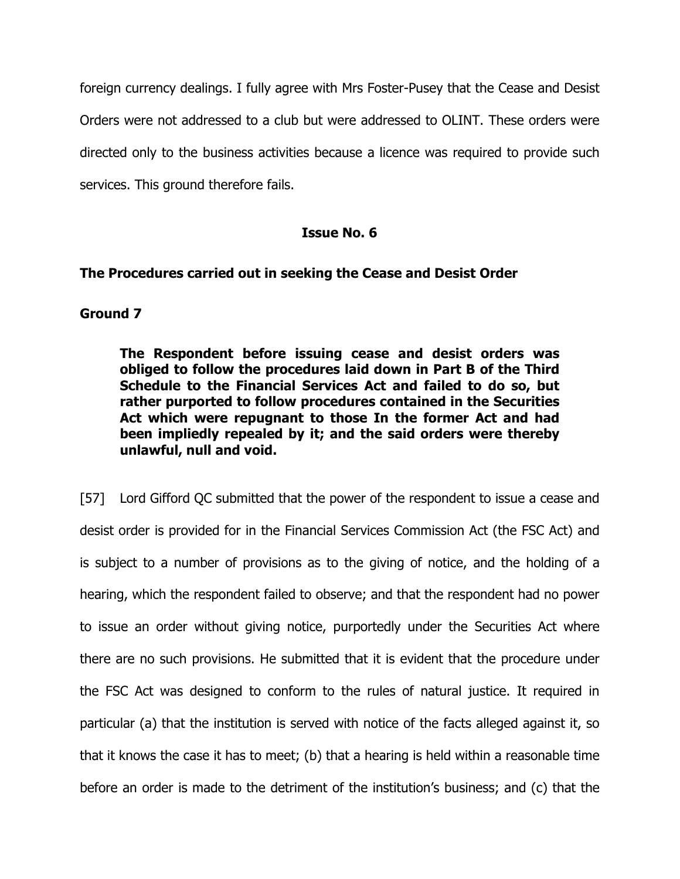foreign currency dealings. I fully agree with Mrs Foster-Pusey that the Cease and Desist Orders were not addressed to a club but were addressed to OLINT. These orders were directed only to the business activities because a licence was required to provide such services. This ground therefore fails.

**Issue No. 6**

**The Procedures carried out in seeking the Cease and Desist Order**

**Ground 7**

> **The Respondent before issuing cease and desist orders was obliged to follow the procedures laid down in Part B of the Third Schedule to the Financial Services Act and failed to do so, but rather purported to follow procedures contained in the Securities Act which were repugnant to those In the former Act and had been impliedly repealed by it; and the said orders were thereby unlawful, null and void.**

[57] Lord Gifford QC submitted that the power of the respondent to issue a cease and desist order is provided for in the Financial Services Commission Act (the FSC Act) and is subject to a number of provisions as to the giving of notice, and the holding of a hearing, which the respondent failed to observe; and that the respondent had no power to issue an order without giving notice, purportedly under the Securities Act where there are no such provisions. He submitted that it is evident that the procedure under the FSC Act was designed to conform to the rules of natural justice. It required in particular (a) that the institution is served with notice of the facts alleged against it, so that it knows the case it has to meet; (b) that a hearing is held within a reasonable time before an order is made to the detriment of the institution's business; and (c) that the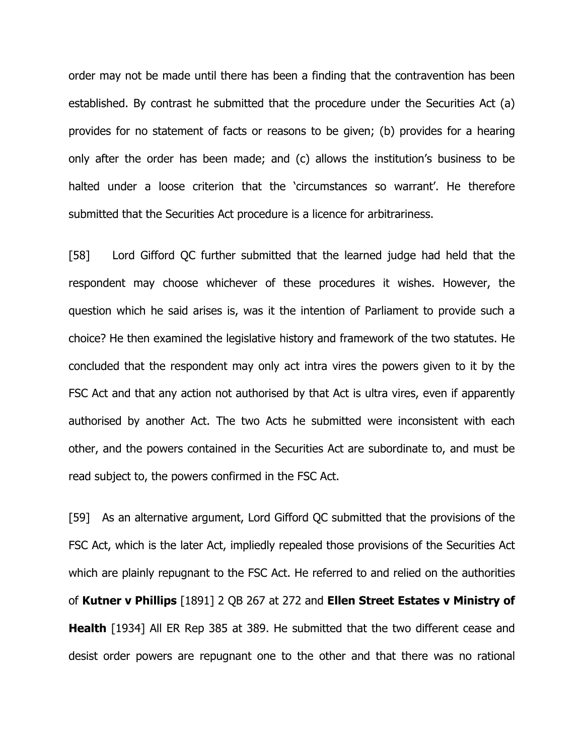order may not be made until there has been a finding that the contravention has been established. By contrast he submitted that the procedure under the Securities Act (a) provides for no statement of facts or reasons to be given; (b) provides for a hearing only after the order has been made; and (c) allows the institution's business to be halted under a loose criterion that the 'circumstances so warrant'. He therefore submitted that the Securities Act procedure is a licence for arbitrariness.

[58] Lord Gifford QC further submitted that the learned judge had held that the respondent may choose whichever of these procedures it wishes. However, the question which he said arises is, was it the intention of Parliament to provide such a choice? He then examined the legislative history and framework of the two statutes. He concluded that the respondent may only act intra vires the powers given to it by the FSC Act and that any action not authorised by that Act is ultra vires, even if apparently authorised by another Act. The two Acts he submitted were inconsistent with each other, and the powers contained in the Securities Act are subordinate to, and must be read subject to, the powers confirmed in the FSC Act.

[59] As an alternative argument, Lord Gifford QC submitted that the provisions of the FSC Act, which is the later Act, impliedly repealed those provisions of the Securities Act which are plainly repugnant to the FSC Act. He referred to and relied on the authorities of **Kutner v Phillips** [1891] 2 QB 267 at 272 and **Ellen Street Estates v Ministry of Health** [1934] All ER Rep 385 at 389. He submitted that the two different cease and desist order powers are repugnant one to the other and that there was no rational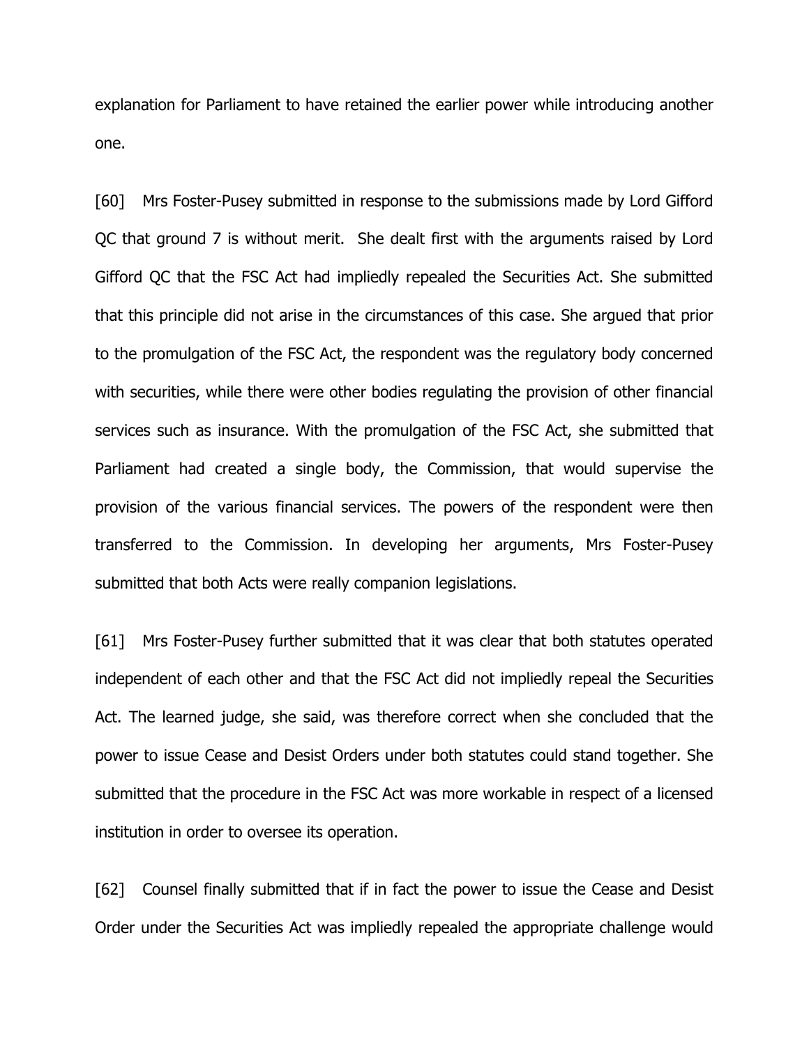explanation for Parliament to have retained the earlier power while introducing another one.

[60] Mrs Foster-Pusey submitted in response to the submissions made by Lord Gifford QC that ground 7 is without merit. She dealt first with the arguments raised by Lord Gifford QC that the FSC Act had impliedly repealed the Securities Act. She submitted that this principle did not arise in the circumstances of this case. She argued that prior to the promulgation of the FSC Act, the respondent was the regulatory body concerned with securities, while there were other bodies regulating the provision of other financial services such as insurance. With the promulgation of the FSC Act, she submitted that Parliament had created a single body, the Commission, that would supervise the provision of the various financial services. The powers of the respondent were then transferred to the Commission. In developing her arguments, Mrs Foster-Pusey submitted that both Acts were really companion legislations.

[61] Mrs Foster-Pusey further submitted that it was clear that both statutes operated independent of each other and that the FSC Act did not impliedly repeal the Securities Act. The learned judge, she said, was therefore correct when she concluded that the power to issue Cease and Desist Orders under both statutes could stand together. She submitted that the procedure in the FSC Act was more workable in respect of a licensed institution in order to oversee its operation.

[62] Counsel finally submitted that if in fact the power to issue the Cease and Desist Order under the Securities Act was impliedly repealed the appropriate challenge would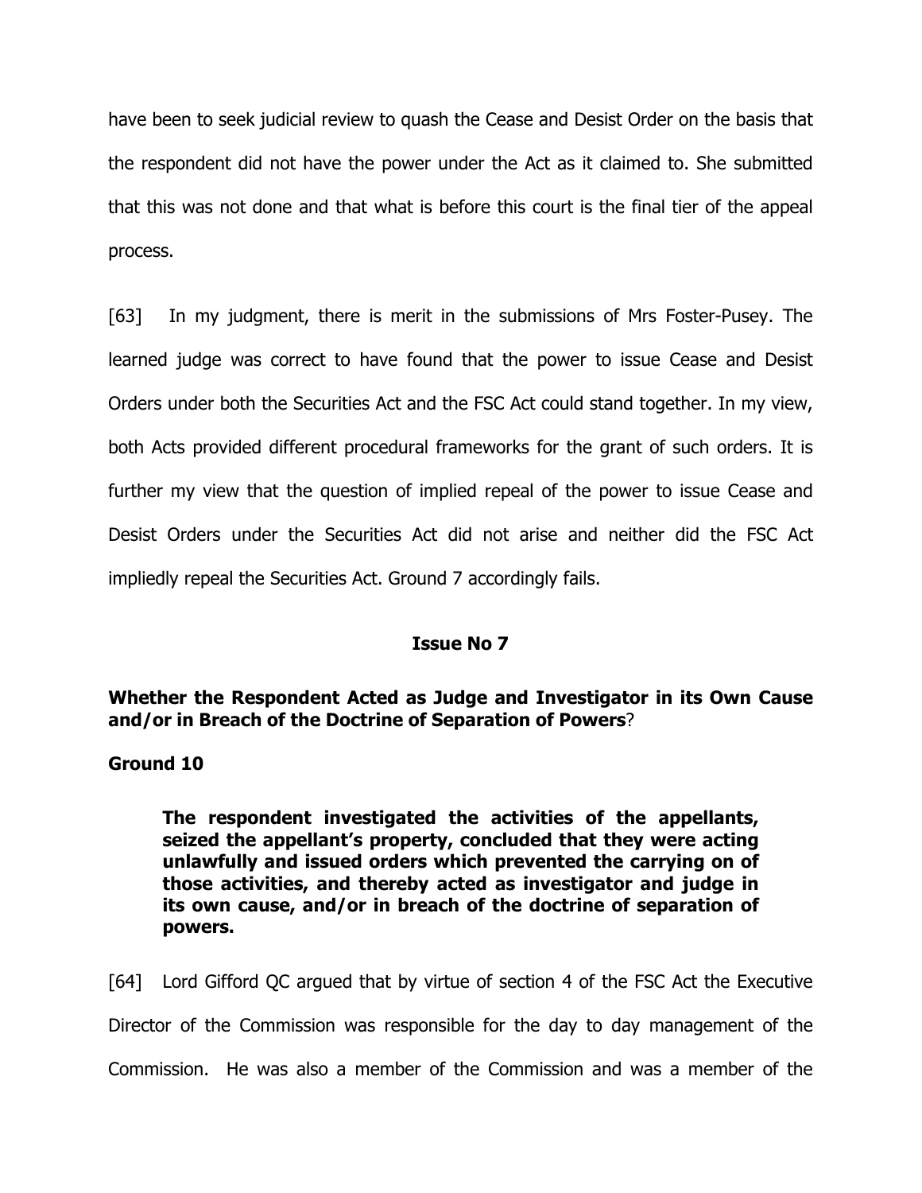have been to seek judicial review to quash the Cease and Desist Order on the basis that the respondent did not have the power under the Act as it claimed to. She submitted that this was not done and that what is before this court is the final tier of the appeal process.

[63] In my judgment, there is merit in the submissions of Mrs Foster-Pusey. The learned judge was correct to have found that the power to issue Cease and Desist Orders under both the Securities Act and the FSC Act could stand together. In my view, both Acts provided different procedural frameworks for the grant of such orders. It is further my view that the question of implied repeal of the power to issue Cease and Desist Orders under the Securities Act did not arise and neither did the FSC Act impliedly repeal the Securities Act. Ground 7 accordingly fails.

## Issue No 7

### Whether the Respondent Acted as Judge and Investigator in its Own Cause and/or in Breach of the Doctrine of Separation of Powers?

**Ground 10**

> **The respondent investigated the activities of the appellants, seized the appellant's property, concluded that they were acting unlawfully and issued orders which prevented the carrying on of those activities, and thereby acted as investigator and judge in its own cause, and/or in breach of the doctrine of separation of powers.**

[64] Lord Gifford QC argued that by virtue of section 4 of the FSC Act the Executive Director of the Commission was responsible for the day to day management of the Commission. He was also a member of the Commission and was a member of the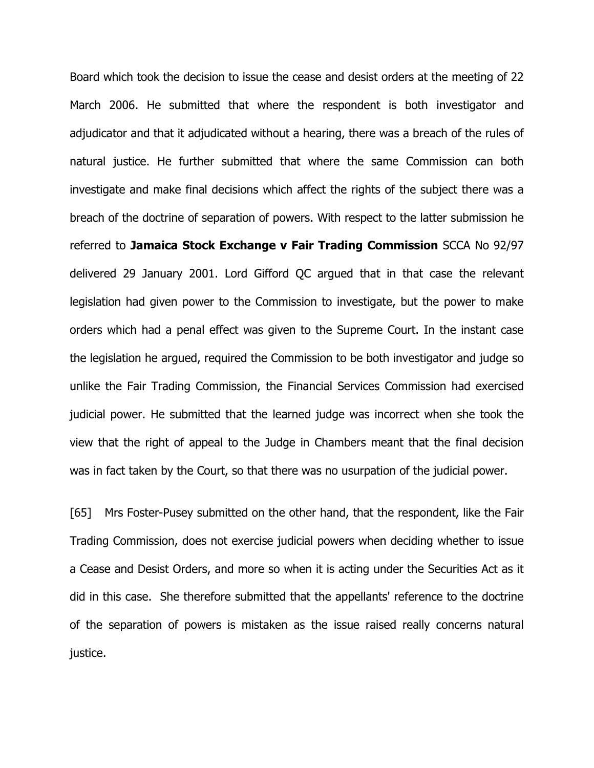Board which took the decision to issue the cease and desist orders at the meeting of 22 March 2006. He submitted that where the respondent is both investigator and adjudicator and that it adjudicated without a hearing, there was a breach of the rules of natural justice. He further submitted that where the same Commission can both investigate and make final decisions which affect the rights of the subject there was a breach of the doctrine of separation of powers. With respect to the latter submission he referred to **Jamaica Stock Exchange v Fair Trading Commission** SCCA No 92/97 delivered 29 January 2001. Lord Gifford QC argued that in that case the relevant legislation had given power to the Commission to investigate, but the power to make orders which had a penal effect was given to the Supreme Court. In the instant case the legislation he argued, required the Commission to be both investigator and judge so unlike the Fair Trading Commission, the Financial Services Commission had exercised judicial power. He submitted that the learned judge was incorrect when she took the view that the right of appeal to the Judge in Chambers meant that the final decision was in fact taken by the Court, so that there was no usurpation of the judicial power.

[65] Mrs Foster-Pusey submitted on the other hand, that the respondent, like the Fair Trading Commission, does not exercise judicial powers when deciding whether to issue a Cease and Desist Orders, and more so when it is acting under the Securities Act as it did in this case. She therefore submitted that the appellants' reference to the doctrine of the separation of powers is mistaken as the issue raised really concerns natural justice.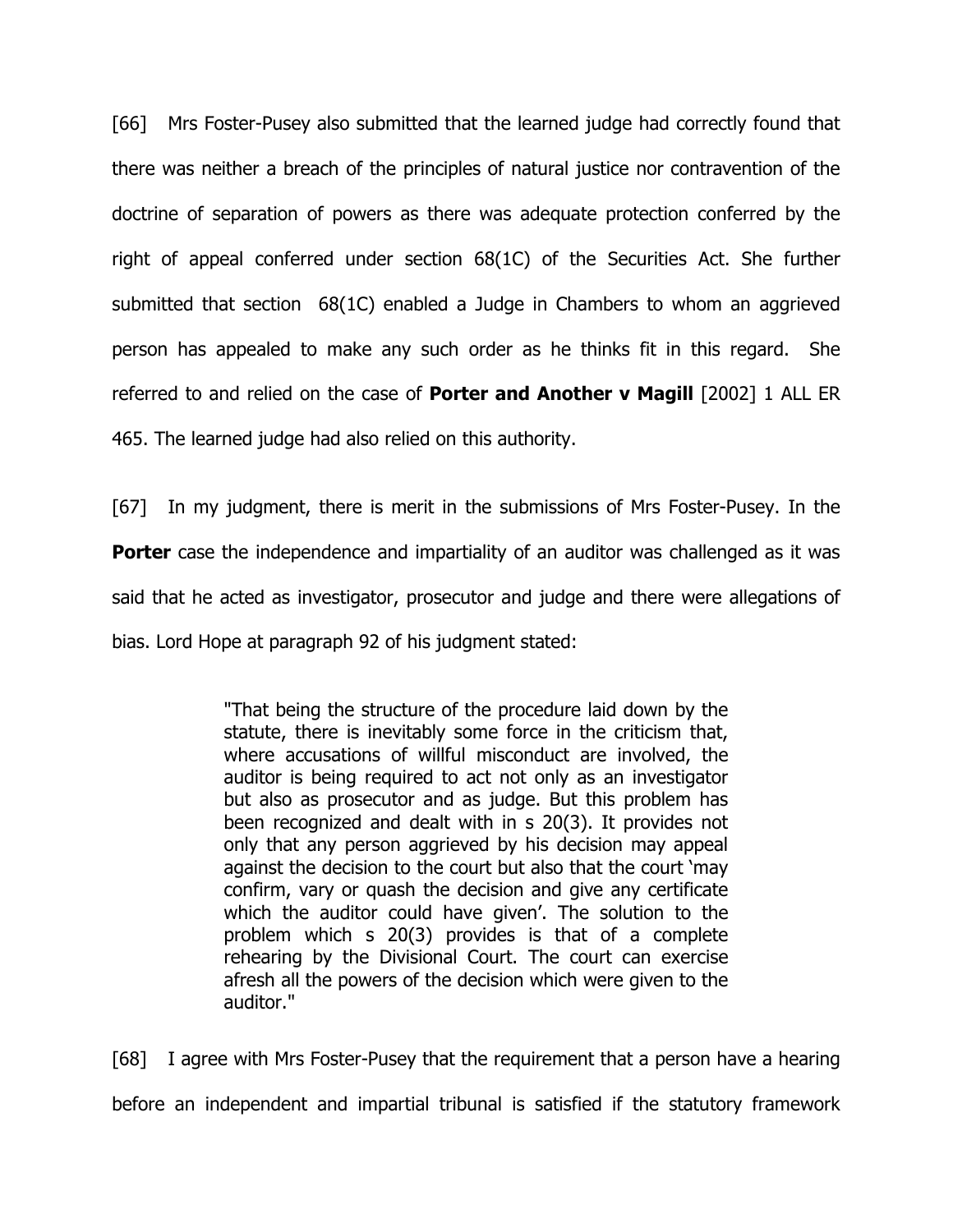[66] Mrs Foster-Pusey also submitted that the learned judge had correctly found that there was neither a breach of the principles of natural justice nor contravention of the doctrine of separation of powers as there was adequate protection conferred by the right of appeal conferred under section 68(1C) of the Securities Act. She further submitted that section 68(1C) enabled a Judge in Chambers to whom an aggrieved person has appealed to make any such order as he thinks fit in this regard. She referred to and relied on the case of **Porter and Another v Magill** [2002] 1 ALL ER 465. The learned judge had also relied on this authority.

[67] In my judgment, there is merit in the submissions of Mrs Foster-Pusey. In the **Porter** case the independence and impartiality of an auditor was challenged as it was said that he acted as investigator, prosecutor and judge and there were allegations of bias. Lord Hope at paragraph 92 of his judgment stated:

> "That being the structure of the procedure laid down by the statute, there is inevitably some force in the criticism that, where accusations of willful misconduct are involved, the auditor is being required to act not only as an investigator but also as prosecutor and as judge. But this problem has been recognized and dealt with in s 20(3). It provides not only that any person aggrieved by his decision may appeal against the decision to the court but also that the court 'may confirm, vary or quash the decision and give any certificate which the auditor could have given'. The solution to the problem which s 20(3) provides is that of a complete rehearing by the Divisional Court. The court can exercise afresh all the powers of the decision which were given to the auditor."

[68] I agree with Mrs Foster-Pusey that the requirement that a person have a hearing before an independent and impartial tribunal is satisfied if the statutory framework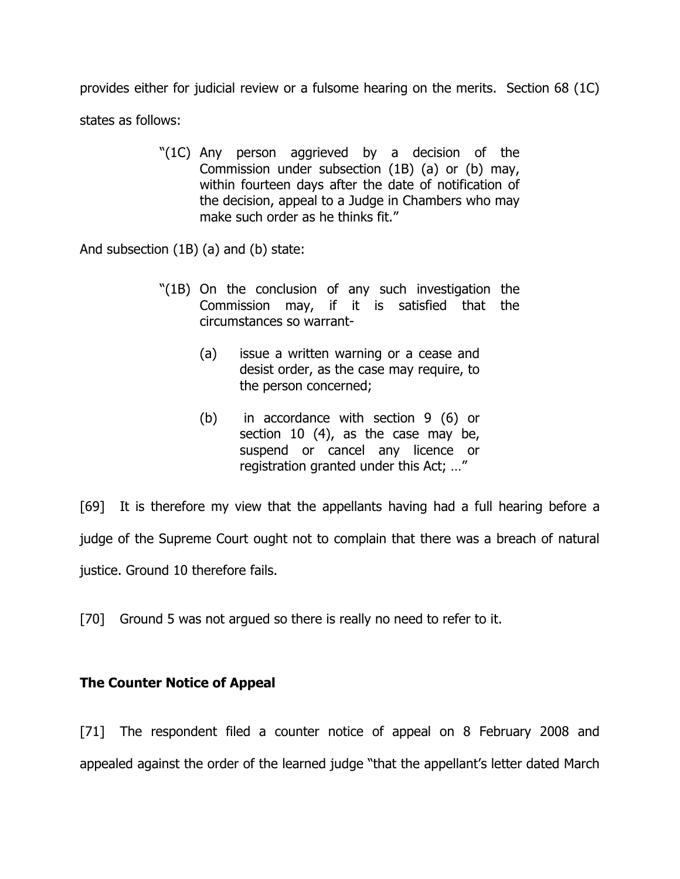provides either for judicial review or a fulsome hearing on the merits. Section 68 (1C) states as follows:

> "(1C) Any person aggrieved by a decision of the Commission under subsection (1B) (a) or (b) may, within fourteen days after the date of notification of the decision, appeal to a Judge in Chambers who may make such order as he thinks fit."

And subsection (1B) (a) and (b) state:

> "(1B) On the conclusion of any such investigation the Commission may, if it is satisfied that the circumstances so warrant-
>
> (a) issue a written warning or a cease and desist order, as the case may require, to the person concerned;
>
> (b) in accordance with section 9 (6) or section 10 (4), as the case may be, suspend or cancel any licence or registration granted under this Act; …"

[69] It is therefore my view that the appellants having had a full hearing before a judge of the Supreme Court ought not to complain that there was a breach of natural justice. Ground 10 therefore fails.

[70] Ground 5 was not argued so there is really no need to refer to it.

**The Counter Notice of Appeal**

[71] The respondent filed a counter notice of appeal on 8 February 2008 and appealed against the order of the learned judge "that the appellant's letter dated March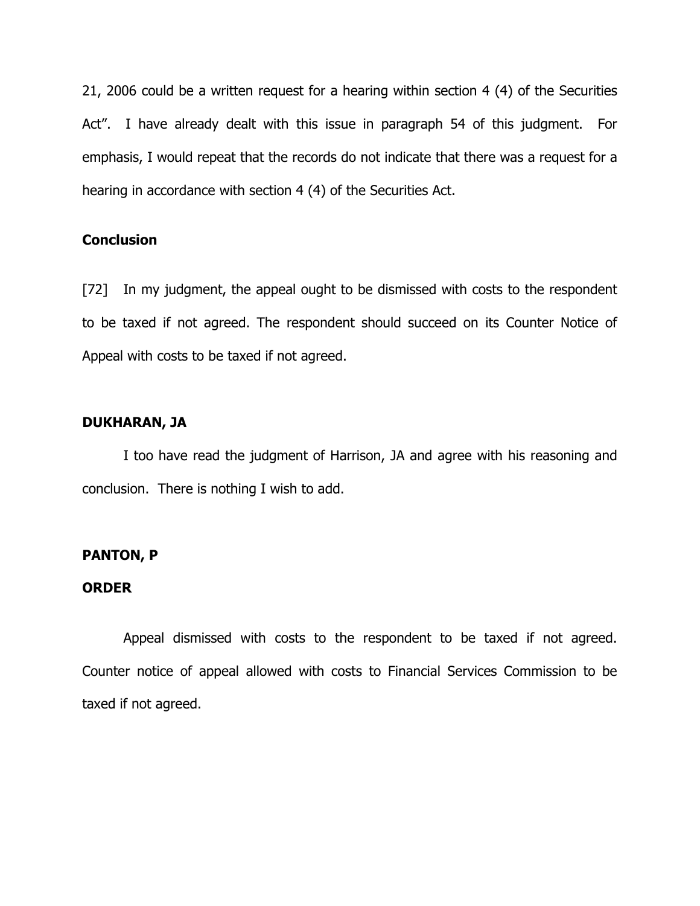21, 2006 could be a written request for a hearing within section 4 (4) of the Securities Act". I have already dealt with this issue in paragraph 54 of this judgment. For emphasis, I would repeat that the records do not indicate that there was a request for a hearing in accordance with section 4 (4) of the Securities Act.

**Conclusion**

[72] In my judgment, the appeal ought to be dismissed with costs to the respondent to be taxed if not agreed. The respondent should succeed on its Counter Notice of Appeal with costs to be taxed if not agreed.

**DUKHARAN, JA**

I too have read the judgment of Harrison, JA and agree with his reasoning and conclusion. There is nothing I wish to add.

**PANTON, P**

**ORDER**

Appeal dismissed with costs to the respondent to be taxed if not agreed. Counter notice of appeal allowed with costs to Financial Services Commission to be taxed if not agreed.